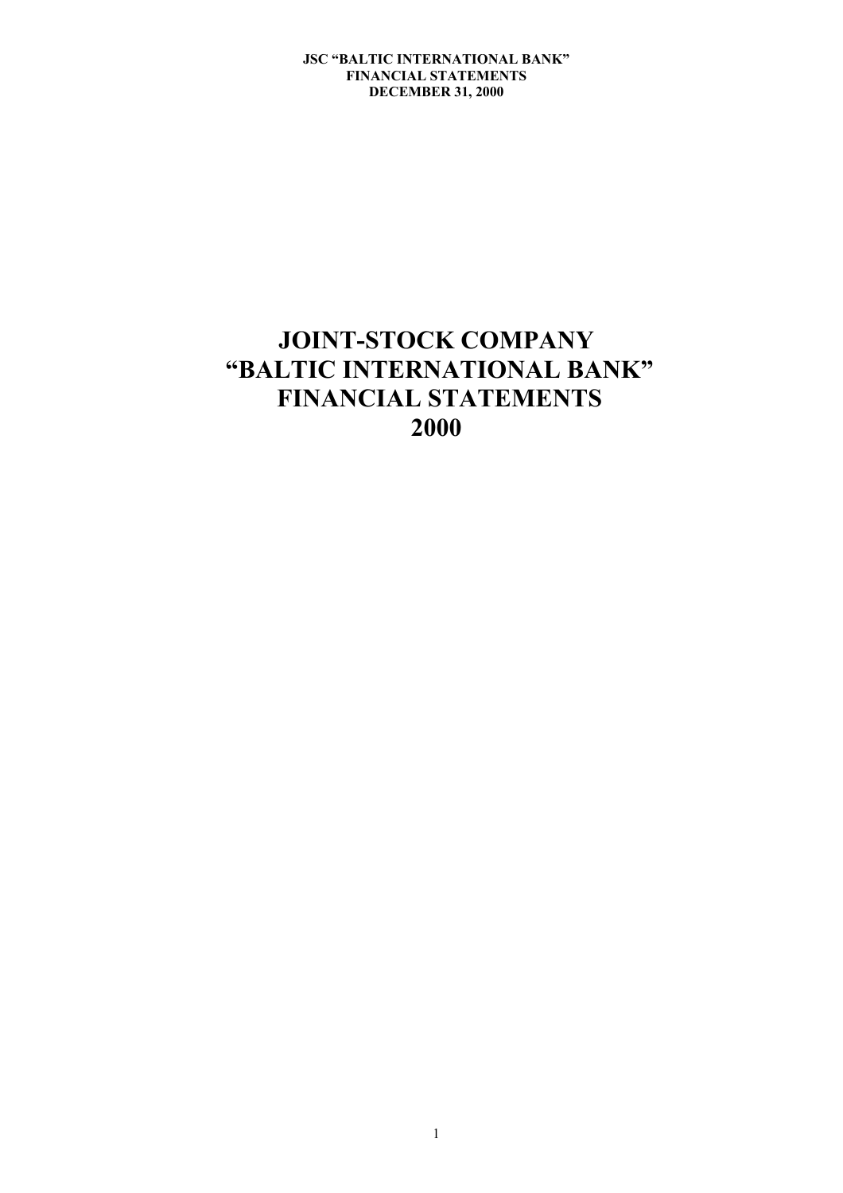# JOINT-STOCK COMPANY
# "BALTIC INTERNATIONAL BANK"
# FINANCIAL STATEMENTS
# 2000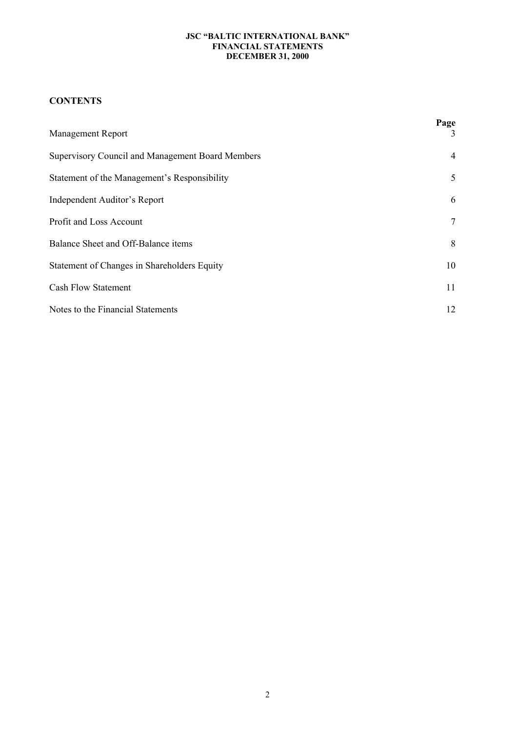**JSC "BALTIC INTERNATIONAL BANK"**
**FINANCIAL STATEMENTS**
**DECEMBER 31, 2000**

## CONTENTS

| | Page |
|---|---|
| Management Report | 3 |
| Supervisory Council and Management Board Members | 4 |
| Statement of the Management's Responsibility | 5 |
| Independent Auditor's Report | 6 |
| Profit and Loss Account | 7 |
| Balance Sheet and Off-Balance items | 8 |
| Statement of Changes in Shareholders Equity | 10 |
| Cash Flow Statement | 11 |
| Notes to the Financial Statements | 12 |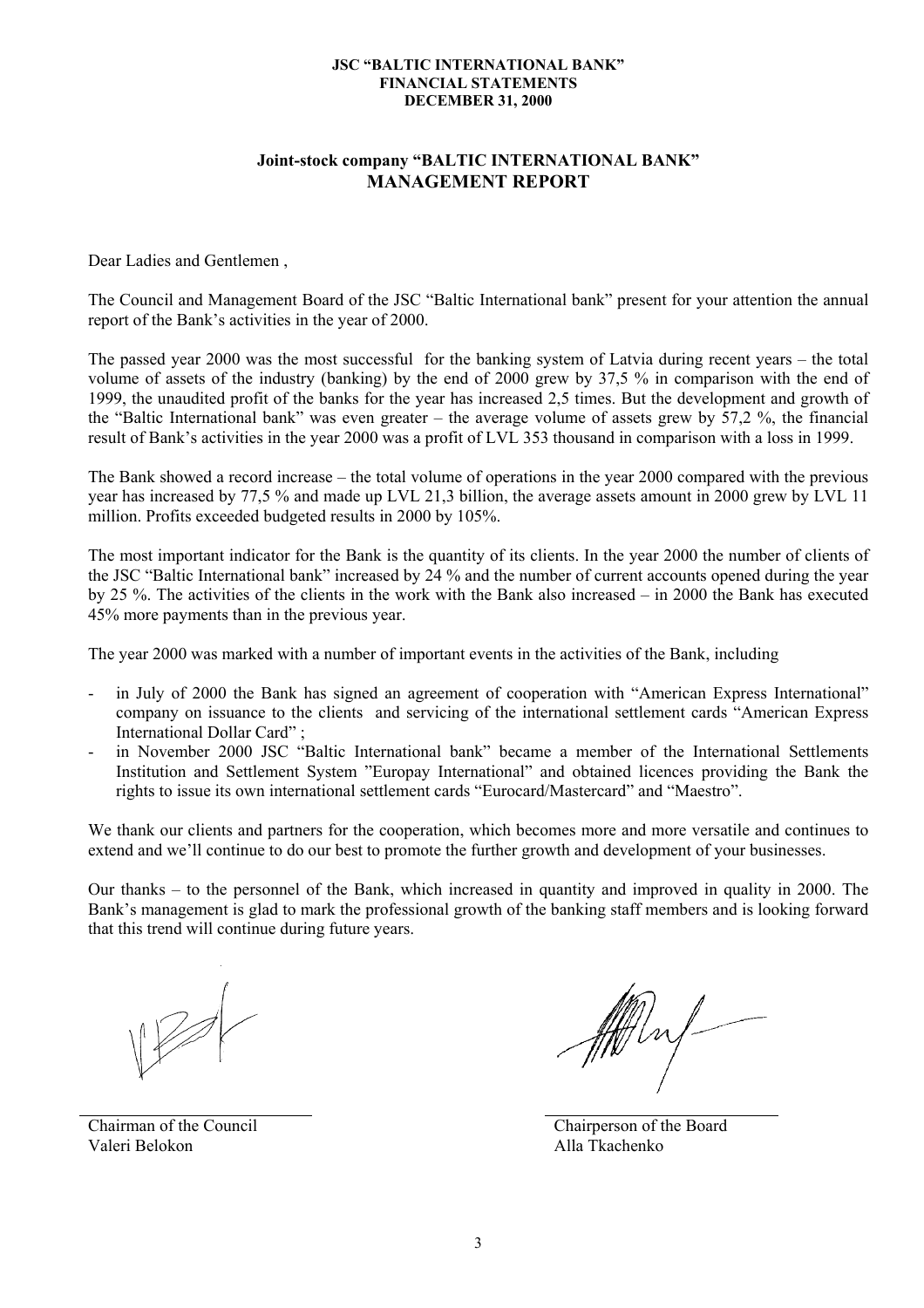**JSC "BALTIC INTERNATIONAL BANK"**
**FINANCIAL STATEMENTS**
**DECEMBER 31, 2000**

## Joint-stock company "BALTIC INTERNATIONAL BANK"
# MANAGEMENT REPORT

Dear Ladies and Gentlemen ,

The Council and Management Board of the JSC "Baltic International bank" present for your attention the annual report of the Bank's activities in the year of 2000.

The passed year 2000 was the most successful for the banking system of Latvia during recent years – the total volume of assets of the industry (banking) by the end of 2000 grew by 37,5 % in comparison with the end of 1999, the unaudited profit of the banks for the year has increased 2,5 times. But the development and growth of the "Baltic International bank" was even greater – the average volume of assets grew by 57,2 %, the financial result of Bank's activities in the year 2000 was a profit of LVL 353 thousand in comparison with a loss in 1999.

The Bank showed a record increase – the total volume of operations in the year 2000 compared with the previous year has increased by 77,5 % and made up LVL 21,3 billion, the average assets amount in 2000 grew by LVL 11 million. Profits exceeded budgeted results in 2000 by 105%.

The most important indicator for the Bank is the quantity of its clients. In the year 2000 the number of clients of the JSC "Baltic International bank" increased by 24 % and the number of current accounts opened during the year by 25 %. The activities of the clients in the work with the Bank also increased – in 2000 the Bank has executed 45% more payments than in the previous year.

The year 2000 was marked with a number of important events in the activities of the Bank, including

- in July of 2000 the Bank has signed an agreement of cooperation with "American Express International" company on issuance to the clients and servicing of the international settlement cards "American Express International Dollar Card" ;
- in November 2000 JSC "Baltic International bank" became a member of the International Settlements Institution and Settlement System "Europay International" and obtained licences providing the Bank the rights to issue its own international settlement cards "Eurocard/Mastercard" and "Maestro".

We thank our clients and partners for the cooperation, which becomes more and more versatile and continues to extend and we'll continue to do our best to promote the further growth and development of your businesses.

Our thanks – to the personnel of the Bank, which increased in quantity and improved in quality in 2000. The Bank's management is glad to mark the professional growth of the banking staff members and is looking forward that this trend will continue during future years.

| | |
|---|---|
| Chairman of the Council | Chairperson of the Board |
| Valeri Belokon | Alla Tkachenko |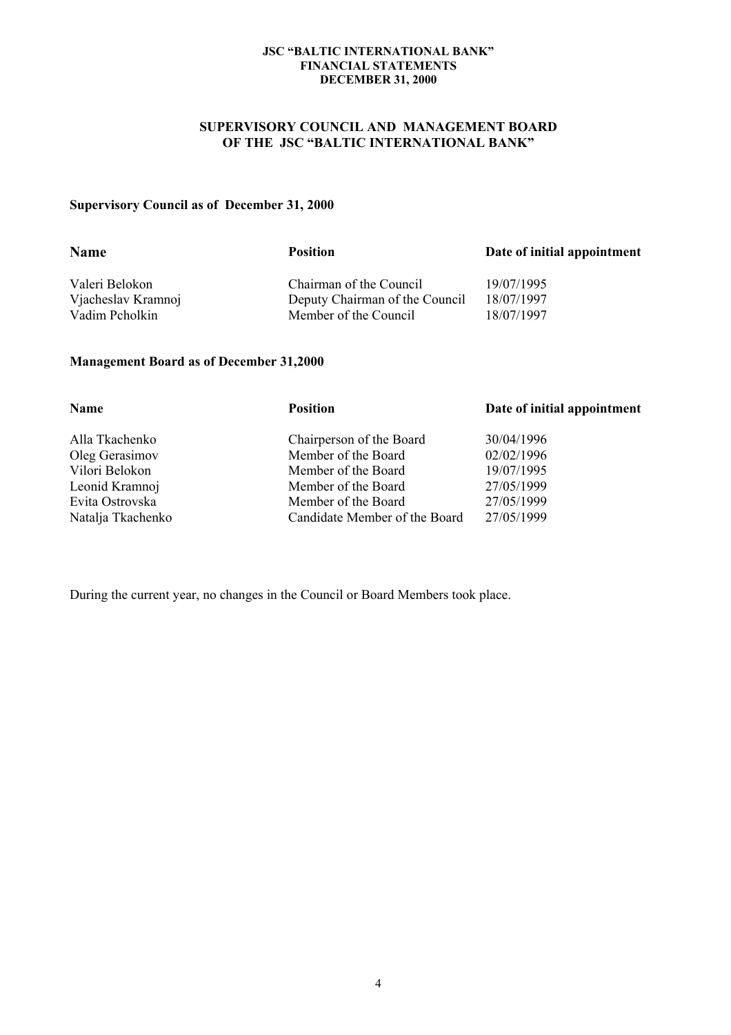## SUPERVISORY COUNCIL AND MANAGEMENT BOARD OF THE JSC "BALTIC INTERNATIONAL BANK"

**Supervisory Council as of December 31, 2000**

| Name | Position | Date of initial appointment |
|---|---|---|
| Valeri Belokon | Chairman of the Council | 19/07/1995 |
| Vjacheslav Kramnoj | Deputy Chairman of the Council | 18/07/1997 |
| Vadim Pcholkin | Member of the Council | 18/07/1997 |

**Management Board as of December 31,2000**

| Name | Position | Date of initial appointment |
|---|---|---|
| Alla Tkachenko | Chairperson of the Board | 30/04/1996 |
| Oleg Gerasimov | Member of the Board | 02/02/1996 |
| Vilori Belokon | Member of the Board | 19/07/1995 |
| Leonid Kramnoj | Member of the Board | 27/05/1999 |
| Evita Ostrovska | Member of the Board | 27/05/1999 |
| Natalja Tkachenko | Candidate Member of the Board | 27/05/1999 |

During the current year, no changes in the Council or Board Members took place.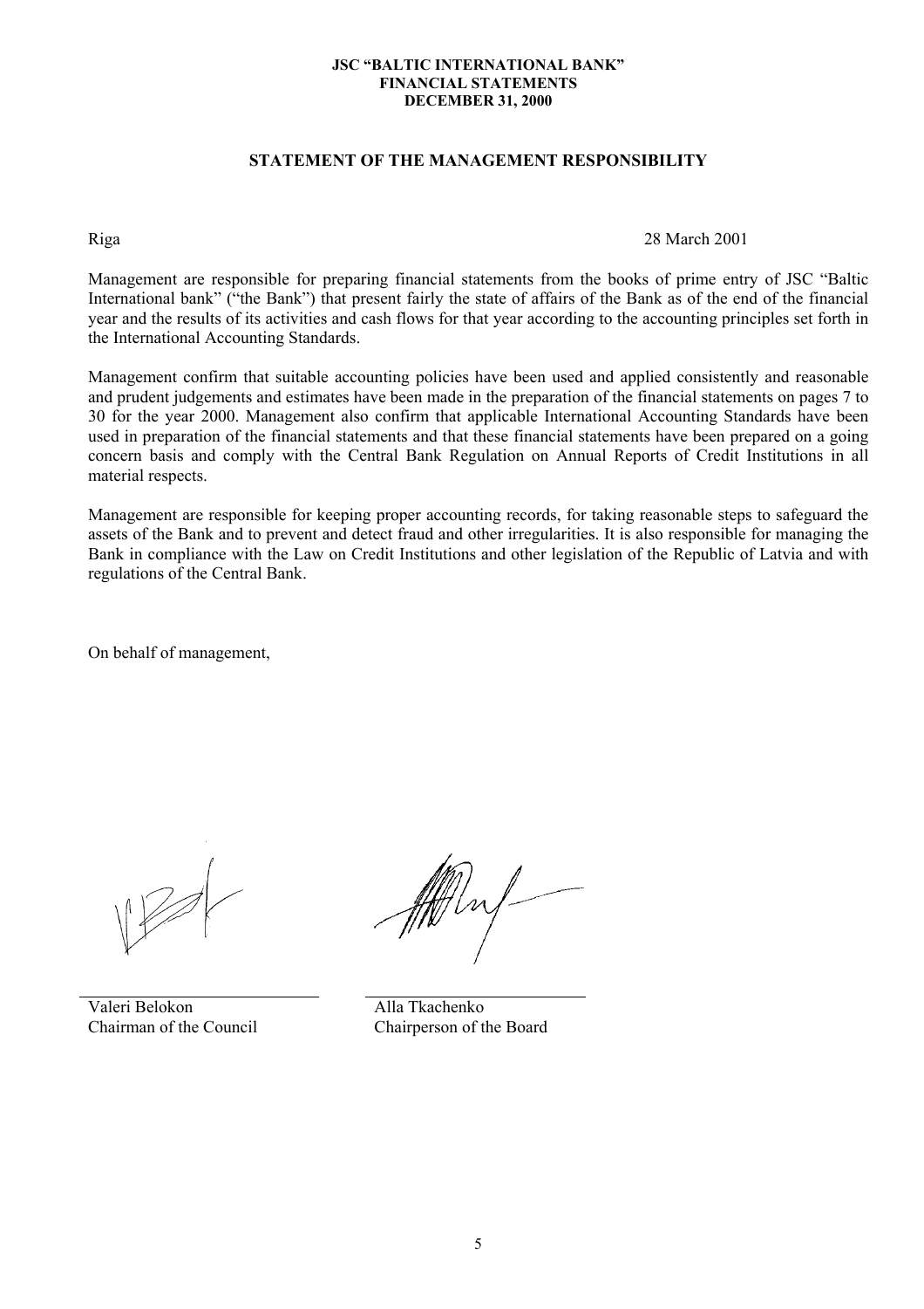# STATEMENT OF THE MANAGEMENT RESPONSIBILITY

Riga 28 March 2001

Management are responsible for preparing financial statements from the books of prime entry of JSC "Baltic International bank" ("the Bank") that present fairly the state of affairs of the Bank as of the end of the financial year and the results of its activities and cash flows for that year according to the accounting principles set forth in the International Accounting Standards.

Management confirm that suitable accounting policies have been used and applied consistently and reasonable and prudent judgements and estimates have been made in the preparation of the financial statements on pages 7 to 30 for the year 2000. Management also confirm that applicable International Accounting Standards have been used in preparation of the financial statements and that these financial statements have been prepared on a going concern basis and comply with the Central Bank Regulation on Annual Reports of Credit Institutions in all material respects.

Management are responsible for keeping proper accounting records, for taking reasonable steps to safeguard the assets of the Bank and to prevent and detect fraud and other irregularities. It is also responsible for managing the Bank in compliance with the Law on Credit Institutions and other legislation of the Republic of Latvia and with regulations of the Central Bank.

On behalf of management,

| Valeri Belokon | Alla Tkachenko |
|---|---|
| Chairman of the Council | Chairperson of the Board |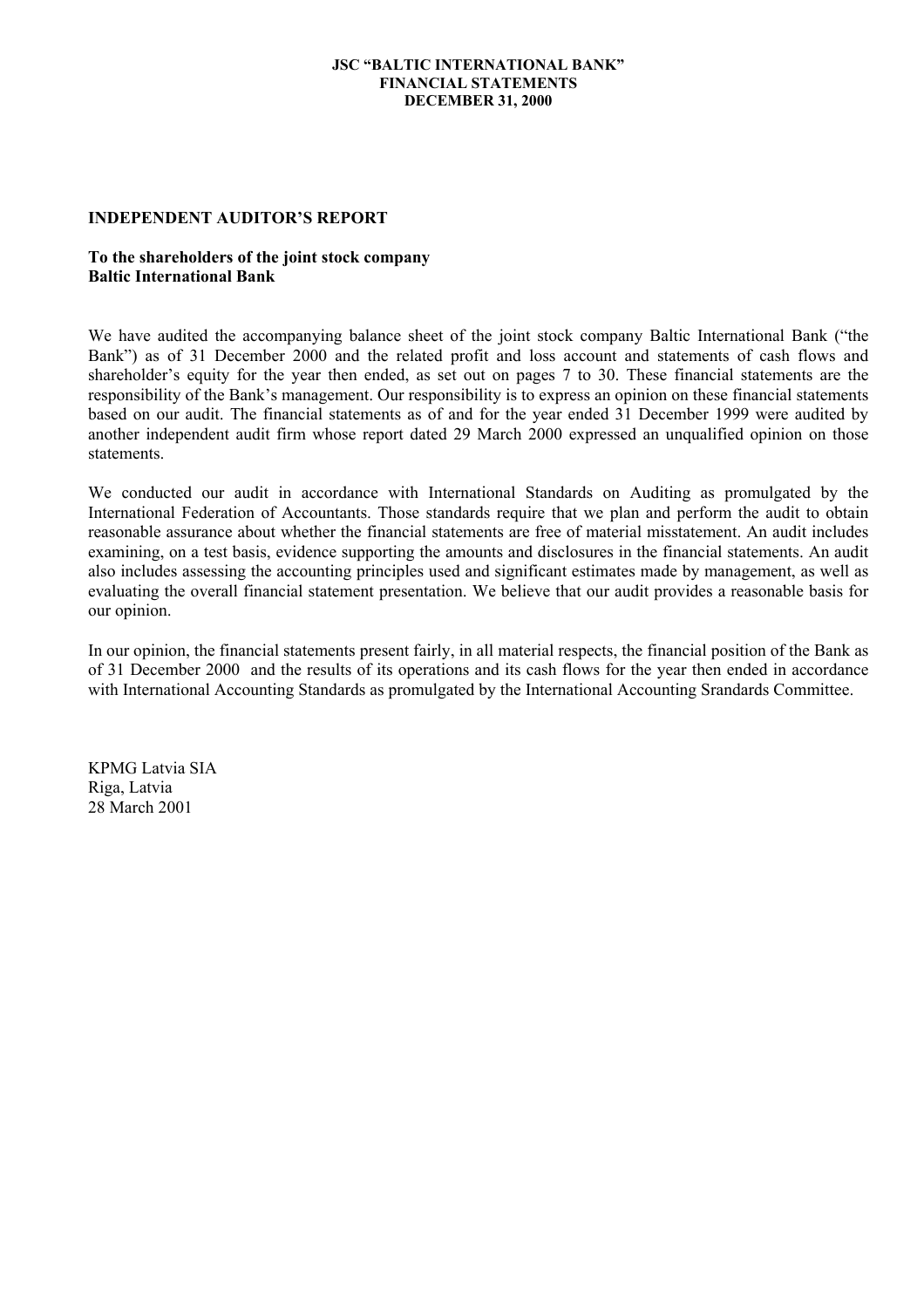## INDEPENDENT AUDITOR'S REPORT

**To the shareholders of the joint stock company**
**Baltic International Bank**

We have audited the accompanying balance sheet of the joint stock company Baltic International Bank ("the Bank") as of 31 December 2000 and the related profit and loss account and statements of cash flows and shareholder's equity for the year then ended, as set out on pages 7 to 30. These financial statements are the responsibility of the Bank's management. Our responsibility is to express an opinion on these financial statements based on our audit. The financial statements as of and for the year ended 31 December 1999 were audited by another independent audit firm whose report dated 29 March 2000 expressed an unqualified opinion on those statements.

We conducted our audit in accordance with International Standards on Auditing as promulgated by the International Federation of Accountants. Those standards require that we plan and perform the audit to obtain reasonable assurance about whether the financial statements are free of material misstatement. An audit includes examining, on a test basis, evidence supporting the amounts and disclosures in the financial statements. An audit also includes assessing the accounting principles used and significant estimates made by management, as well as evaluating the overall financial statement presentation. We believe that our audit provides a reasonable basis for our opinion.

In our opinion, the financial statements present fairly, in all material respects, the financial position of the Bank as of 31 December 2000 and the results of its operations and its cash flows for the year then ended in accordance with International Accounting Standards as promulgated by the International Accounting Srandards Committee.

KPMG Latvia SIA
Riga, Latvia
28 March 2001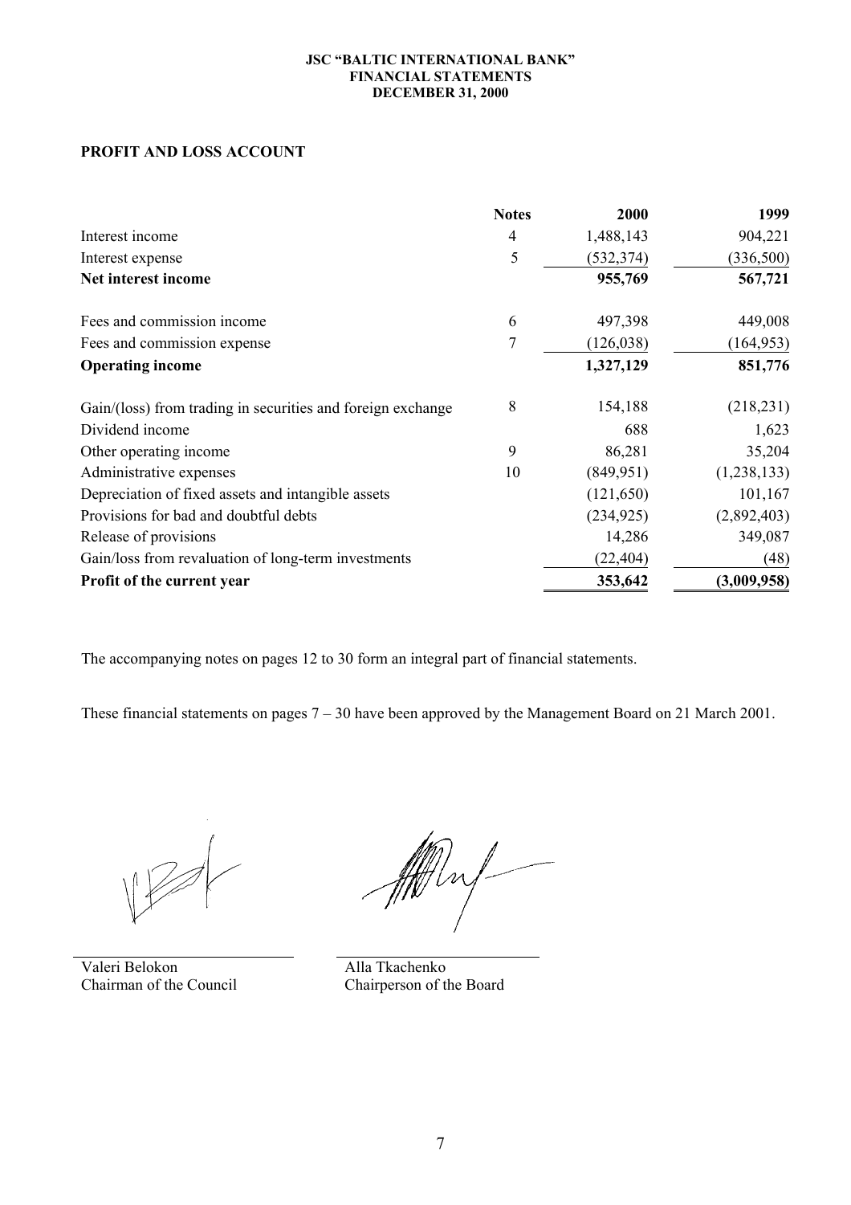# PROFIT AND LOSS ACCOUNT

| | Notes | 2000 | 1999 |
|---|---|---|---|
| Interest income | 4 | 1,488,143 | 904,221 |
| Interest expense | 5 | (532,374) | (336,500) |
| **Net interest income** | | **955,769** | **567,721** |
| | | | |
| Fees and commission income | 6 | 497,398 | 449,008 |
| Fees and commission expense | 7 | (126,038) | (164,953) |
| **Operating income** | | **1,327,129** | **851,776** |
| | | | |
| Gain/(loss) from trading in securities and foreign exchange | 8 | 154,188 | (218,231) |
| Dividend income | | 688 | 1,623 |
| Other operating income | 9 | 86,281 | 35,204 |
| Administrative expenses | 10 | (849,951) | (1,238,133) |
| Depreciation of fixed assets and intangible assets | | (121,650) | 101,167 |
| Provisions for bad and doubtful debts | | (234,925) | (2,892,403) |
| Release of provisions | | 14,286 | 349,087 |
| Gain/loss from revaluation of long-term investments | | (22,404) | (48) |
| **Profit of the current year** | | **353,642** | **(3,009,958)** |

The accompanying notes on pages 12 to 30 form an integral part of financial statements.

These financial statements on pages 7 – 30 have been approved by the Management Board on 21 March 2001.

Valeri Belokon
Chairman of the Council

Alla Tkachenko
Chairperson of the Board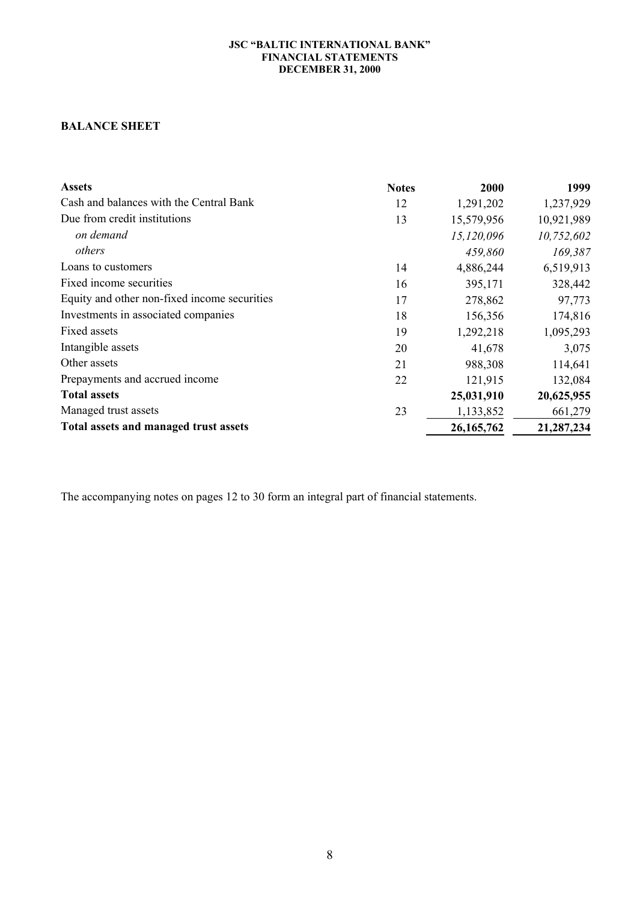**JSC "BALTIC INTERNATIONAL BANK"**
**FINANCIAL STATEMENTS**
**DECEMBER 31, 2000**

## BALANCE SHEET

| **Assets** | **Notes** | **2000** | **1999** |
|---|---|---|---|
| Cash and balances with the Central Bank | 12 | 1,291,202 | 1,237,929 |
| Due from credit institutions | 13 | 15,579,956 | 10,921,989 |
| *on demand* | | *15,120,096* | *10,752,602* |
| *others* | | *459,860* | *169,387* |
| Loans to customers | 14 | 4,886,244 | 6,519,913 |
| Fixed income securities | 16 | 395,171 | 328,442 |
| Equity and other non-fixed income securities | 17 | 278,862 | 97,773 |
| Investments in associated companies | 18 | 156,356 | 174,816 |
| Fixed assets | 19 | 1,292,218 | 1,095,293 |
| Intangible assets | 20 | 41,678 | 3,075 |
| Other assets | 21 | 988,308 | 114,641 |
| Prepayments and accrued income | 22 | 121,915 | 132,084 |
| **Total assets** | | **25,031,910** | **20,625,955** |
| Managed trust assets | 23 | 1,133,852 | 661,279 |
| **Total assets and managed trust assets** | | **26,165,762** | **21,287,234** |

The accompanying notes on pages 12 to 30 form an integral part of financial statements.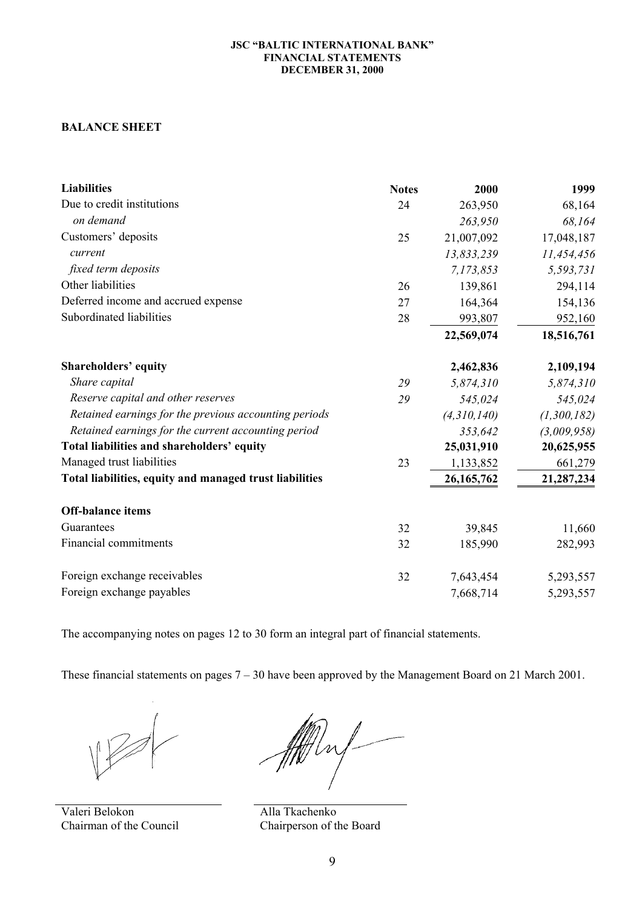## BALANCE SHEET

| Liabilities | Notes | 2000 | 1999 |
|---|---|---|---|
| Due to credit institutions | 24 | 263,950 | 68,164 |
| *on demand* | | *263,950* | *68,164* |
| Customers' deposits | 25 | 21,007,092 | 17,048,187 |
| *current* | | *13,833,239* | *11,454,456* |
| *fixed term deposits* | | *7,173,853* | *5,593,731* |
| Other liabilities | 26 | 139,861 | 294,114 |
| Deferred income and accrued expense | 27 | 164,364 | 154,136 |
| Subordinated liabilities | 28 | 993,807 | 952,160 |
| | | **22,569,074** | **18,516,761** |
| **Shareholders' equity** | | **2,462,836** | **2,109,194** |
| *Share capital* | *29* | *5,874,310* | *5,874,310* |
| *Reserve capital and other reserves* | *29* | *545,024* | *545,024* |
| *Retained earnings for the previous accounting periods* | | *(4,310,140)* | *(1,300,182)* |
| *Retained earnings for the current accounting period* | | *353,642* | *(3,009,958)* |
| **Total liabilities and shareholders' equity** | | **25,031,910** | **20,625,955** |
| Managed trust liabilities | 23 | 1,133,852 | 661,279 |
| **Total liabilities, equity and managed trust liabilities** | | **26,165,762** | **21,287,234** |
| **Off-balance items** | | | |
| Guarantees | 32 | 39,845 | 11,660 |
| Financial commitments | 32 | 185,990 | 282,993 |
| Foreign exchange receivables | 32 | 7,643,454 | 5,293,557 |
| Foreign exchange payables | | 7,668,714 | 5,293,557 |

The accompanying notes on pages 12 to 30 form an integral part of financial statements.

These financial statements on pages 7 – 30 have been approved by the Management Board on 21 March 2001.

Valeri Belokon
Chairman of the Council

Alla Tkachenko
Chairperson of the Board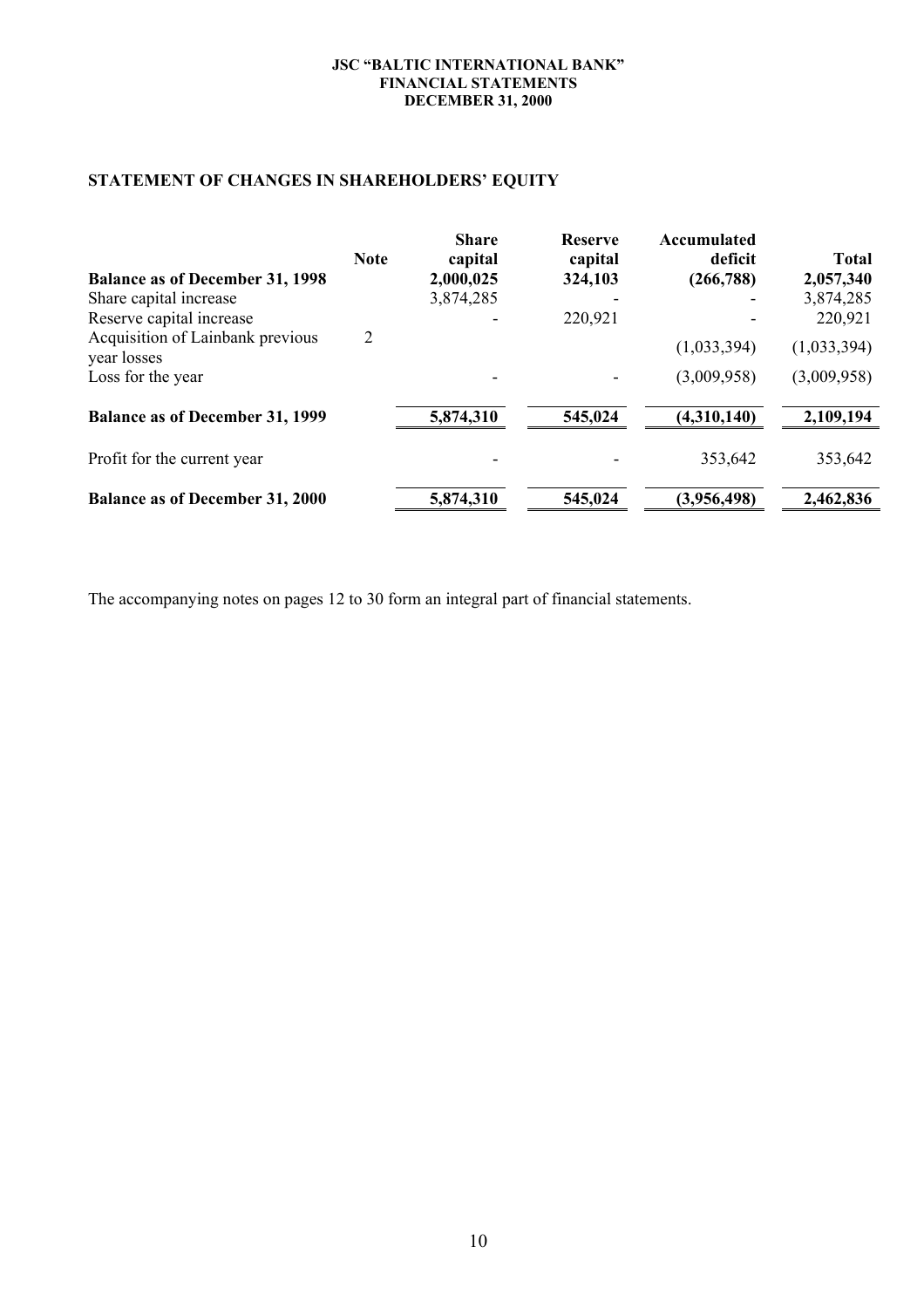## STATEMENT OF CHANGES IN SHAREHOLDERS' EQUITY

| | Note | Share capital | Reserve capital | Accumulated deficit | Total |
|---|---|---|---|---|---|
| **Balance as of December 31, 1998** | | **2,000,025** | **324,103** | **(266,788)** | **2,057,340** |
| Share capital increase | | 3,874,285 | - | - | 3,874,285 |
| Reserve capital increase | | - | 220,921 | - | 220,921 |
| Acquisition of Lainbank previous year losses | 2 | | | (1,033,394) | (1,033,394) |
| Loss for the year | | - | - | (3,009,958) | (3,009,958) |
| **Balance as of December 31, 1999** | | **5,874,310** | **545,024** | **(4,310,140)** | **2,109,194** |
| Profit for the current year | | - | - | 353,642 | 353,642 |
| **Balance as of December 31, 2000** | | **5,874,310** | **545,024** | **(3,956,498)** | **2,462,836** |

The accompanying notes on pages 12 to 30 form an integral part of financial statements.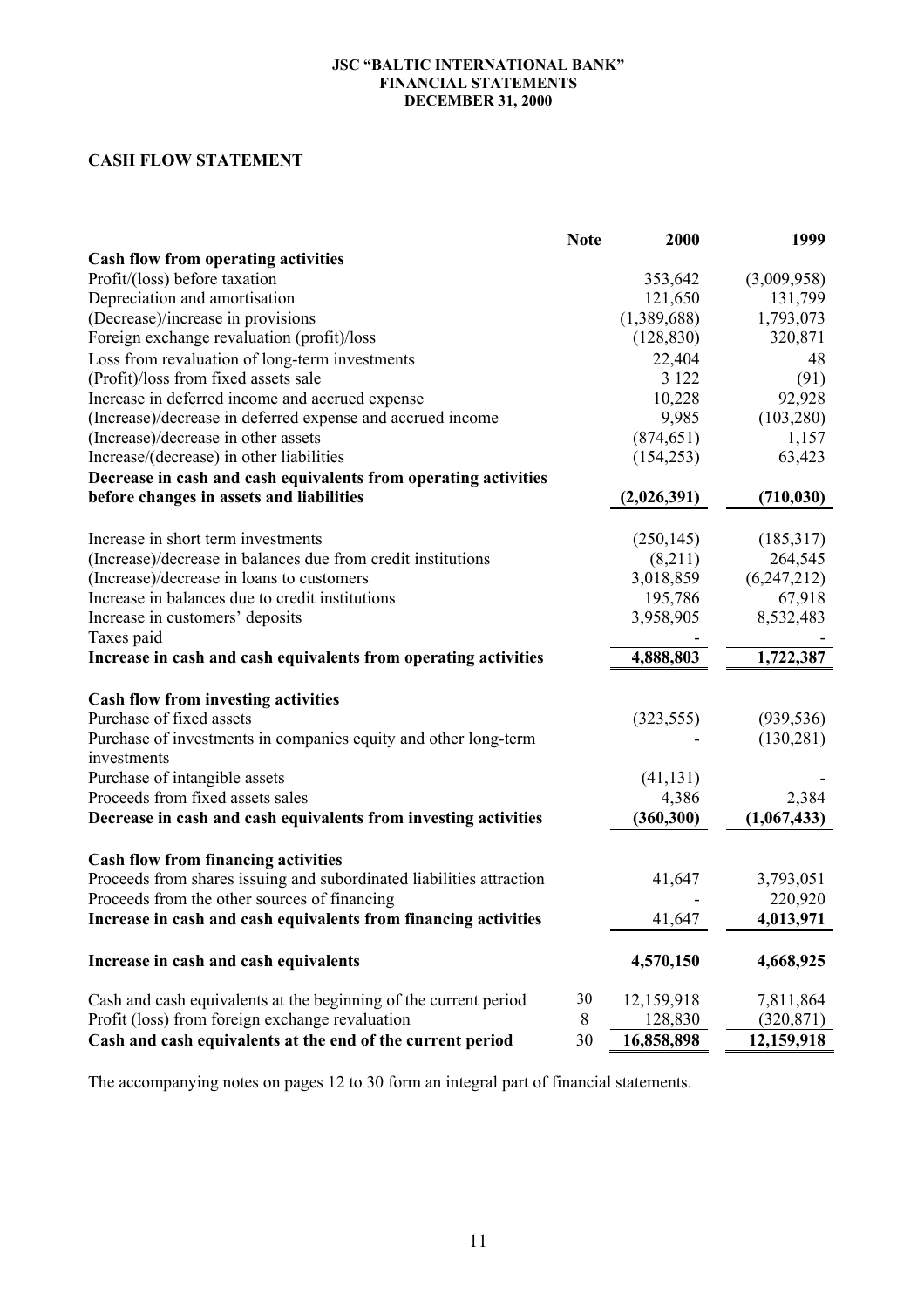# JSC "BALTIC INTERNATIONAL BANK"
# FINANCIAL STATEMENTS
# DECEMBER 31, 2000

## CASH FLOW STATEMENT

| | Note | 2000 | 1999 |
|---|---|---|---|
| **Cash flow from operating activities** | | | |
| Profit/(loss) before taxation | | 353,642 | (3,009,958) |
| Depreciation and amortisation | | 121,650 | 131,799 |
| (Decrease)/increase in provisions | | (1,389,688) | 1,793,073 |
| Foreign exchange revaluation (profit)/loss | | (128,830) | 320,871 |
| Loss from revaluation of long-term investments | | 22,404 | 48 |
| (Profit)/loss from fixed assets sale | | 3 122 | (91) |
| Increase in deferred income and accrued expense | | 10,228 | 92,928 |
| (Increase)/decrease in deferred expense and accrued income | | 9,985 | (103,280) |
| (Increase)/decrease in other assets | | (874,651) | 1,157 |
| Increase/(decrease) in other liabilities | | (154,253) | 63,423 |
| **Decrease in cash and cash equivalents from operating activities before changes in assets and liabilities** | | **(2,026,391)** | **(710,030)** |
| | | | |
| Increase in short term investments | | (250,145) | (185,317) |
| (Increase)/decrease in balances due from credit institutions | | (8,211) | 264,545 |
| (Increase)/decrease in loans to customers | | 3,018,859 | (6,247,212) |
| Increase in balances due to credit institutions | | 195,786 | 67,918 |
| Increase in customers' deposits | | 3,958,905 | 8,532,483 |
| Taxes paid | | - | - |
| **Increase in cash and cash equivalents from operating activities** | | **4,888,803** | **1,722,387** |
| | | | |
| **Cash flow from investing activities** | | | |
| Purchase of fixed assets | | (323,555) | (939,536) |
| Purchase of investments in companies equity and other long-term investments | | - | (130,281) |
| Purchase of intangible assets | | (41,131) | - |
| Proceeds from fixed assets sales | | 4,386 | 2,384 |
| **Decrease in cash and cash equivalents from investing activities** | | **(360,300)** | **(1,067,433)** |
| | | | |
| **Cash flow from financing activities** | | | |
| Proceeds from shares issuing and subordinated liabilities attraction | | 41,647 | 3,793,051 |
| Proceeds from the other sources of financing | | - | 220,920 |
| **Increase in cash and cash equivalents from financing activities** | | 41,647 | **4,013,971** |
| | | | |
| **Increase in cash and cash equivalents** | | **4,570,150** | **4,668,925** |
| | | | |
| Cash and cash equivalents at the beginning of the current period | 30 | 12,159,918 | 7,811,864 |
| Profit (loss) from foreign exchange revaluation | 8 | 128,830 | (320,871) |
| **Cash and cash equivalents at the end of the current period** | 30 | **16,858,898** | **12,159,918** |

The accompanying notes on pages 12 to 30 form an integral part of financial statements.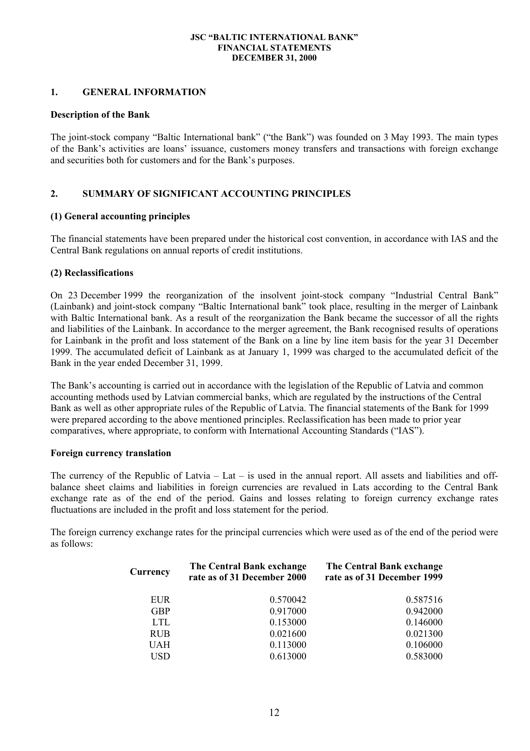## 1. GENERAL INFORMATION

### Description of the Bank

The joint-stock company "Baltic International bank" ("the Bank") was founded on 3 May 1993. The main types of the Bank's activities are loans' issuance, customers money transfers and transactions with foreign exchange and securities both for customers and for the Bank's purposes.

## 2. SUMMARY OF SIGNIFICANT ACCOUNTING PRINCIPLES

### (1) General accounting principles

The financial statements have been prepared under the historical cost convention, in accordance with IAS and the Central Bank regulations on annual reports of credit institutions.

### (2) Reclassifications

On 23 December 1999 the reorganization of the insolvent joint-stock company "Industrial Central Bank" (Lainbank) and joint-stock company "Baltic International bank" took place, resulting in the merger of Lainbank with Baltic International bank. As a result of the reorganization the Bank became the successor of all the rights and liabilities of the Lainbank. In accordance to the merger agreement, the Bank recognised results of operations for Lainbank in the profit and loss statement of the Bank on a line by line item basis for the year 31 December 1999. The accumulated deficit of Lainbank as at January 1, 1999 was charged to the accumulated deficit of the Bank in the year ended December 31, 1999.

The Bank's accounting is carried out in accordance with the legislation of the Republic of Latvia and common accounting methods used by Latvian commercial banks, which are regulated by the instructions of the Central Bank as well as other appropriate rules of the Republic of Latvia. The financial statements of the Bank for 1999 were prepared according to the above mentioned principles. Reclassification has been made to prior year comparatives, where appropriate, to conform with International Accounting Standards ("IAS").

### Foreign currency translation

The currency of the Republic of Latvia – Lat – is used in the annual report. All assets and liabilities and off-balance sheet claims and liabilities in foreign currencies are revalued in Lats according to the Central Bank exchange rate as of the end of the period. Gains and losses relating to foreign currency exchange rates fluctuations are included in the profit and loss statement for the period.

The foreign currency exchange rates for the principal currencies which were used as of the end of the period were as follows:

| Currency | The Central Bank exchange rate as of 31 December 2000 | The Central Bank exchange rate as of 31 December 1999 |
|---|---|---|
| EUR | 0.570042 | 0.587516 |
| GBP | 0.917000 | 0.942000 |
| LTL | 0.153000 | 0.146000 |
| RUB | 0.021600 | 0.021300 |
| UAH | 0.113000 | 0.106000 |
| USD | 0.613000 | 0.583000 |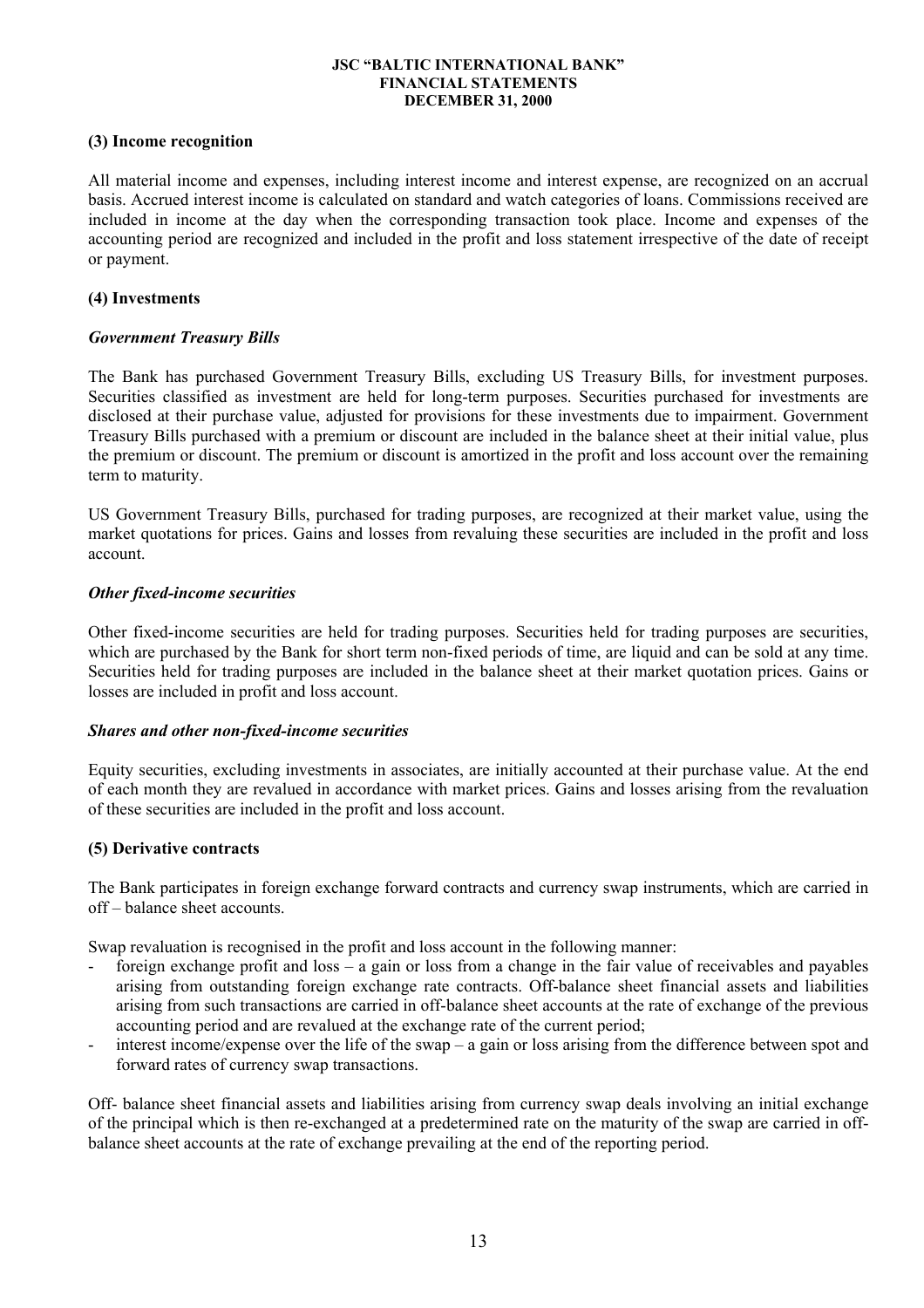### (3) Income recognition

All material income and expenses, including interest income and interest expense, are recognized on an accrual basis. Accrued interest income is calculated on standard and watch categories of loans. Commissions received are included in income at the day when the corresponding transaction took place. Income and expenses of the accounting period are recognized and included in the profit and loss statement irrespective of the date of receipt or payment.

### (4) Investments

#### *Government Treasury Bills*

The Bank has purchased Government Treasury Bills, excluding US Treasury Bills, for investment purposes. Securities classified as investment are held for long-term purposes. Securities purchased for investments are disclosed at their purchase value, adjusted for provisions for these investments due to impairment. Government Treasury Bills purchased with a premium or discount are included in the balance sheet at their initial value, plus the premium or discount. The premium or discount is amortized in the profit and loss account over the remaining term to maturity.

US Government Treasury Bills, purchased for trading purposes, are recognized at their market value, using the market quotations for prices. Gains and losses from revaluing these securities are included in the profit and loss account.

#### *Other fixed-income securities*

Other fixed-income securities are held for trading purposes. Securities held for trading purposes are securities, which are purchased by the Bank for short term non-fixed periods of time, are liquid and can be sold at any time. Securities held for trading purposes are included in the balance sheet at their market quotation prices. Gains or losses are included in profit and loss account.

#### *Shares and other non-fixed-income securities*

Equity securities, excluding investments in associates, are initially accounted at their purchase value. At the end of each month they are revalued in accordance with market prices. Gains and losses arising from the revaluation of these securities are included in the profit and loss account.

### (5) Derivative contracts

The Bank participates in foreign exchange forward contracts and currency swap instruments, which are carried in off – balance sheet accounts.

Swap revaluation is recognised in the profit and loss account in the following manner:

- foreign exchange profit and loss – a gain or loss from a change in the fair value of receivables and payables arising from outstanding foreign exchange rate contracts. Off-balance sheet financial assets and liabilities arising from such transactions are carried in off-balance sheet accounts at the rate of exchange of the previous accounting period and are revalued at the exchange rate of the current period;
- interest income/expense over the life of the swap – a gain or loss arising from the difference between spot and forward rates of currency swap transactions.

Off- balance sheet financial assets and liabilities arising from currency swap deals involving an initial exchange of the principal which is then re-exchanged at a predetermined rate on the maturity of the swap are carried in off-balance sheet accounts at the rate of exchange prevailing at the end of the reporting period.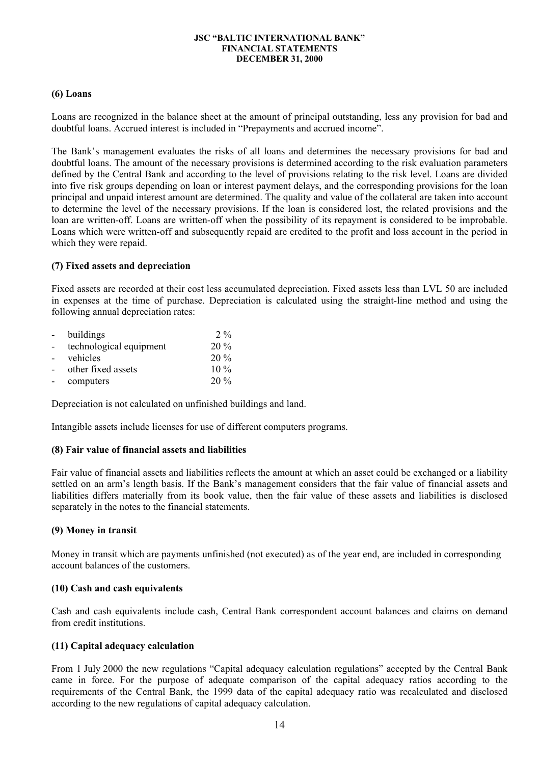**(6) Loans**

Loans are recognized in the balance sheet at the amount of principal outstanding, less any provision for bad and doubtful loans. Accrued interest is included in "Prepayments and accrued income".

The Bank's management evaluates the risks of all loans and determines the necessary provisions for bad and doubtful loans. The amount of the necessary provisions is determined according to the risk evaluation parameters defined by the Central Bank and according to the level of provisions relating to the risk level. Loans are divided into five risk groups depending on loan or interest payment delays, and the corresponding provisions for the loan principal and unpaid interest amount are determined. The quality and value of the collateral are taken into account to determine the level of the necessary provisions. If the loan is considered lost, the related provisions and the loan are written-off. Loans are written-off when the possibility of its repayment is considered to be improbable. Loans which were written-off and subsequently repaid are credited to the profit and loss account in the period in which they were repaid.

**(7) Fixed assets and depreciation**

Fixed assets are recorded at their cost less accumulated depreciation. Fixed assets less than LVL 50 are included in expenses at the time of purchase. Depreciation is calculated using the straight-line method and using the following annual depreciation rates:

| | |
|---|---|
| - buildings | 2 % |
| - technological equipment | 20 % |
| - vehicles | 20 % |
| - other fixed assets | 10 % |
| - computers | 20 % |

Depreciation is not calculated on unfinished buildings and land.

Intangible assets include licenses for use of different computers programs.

**(8) Fair value of financial assets and liabilities**

Fair value of financial assets and liabilities reflects the amount at which an asset could be exchanged or a liability settled on an arm's length basis. If the Bank's management considers that the fair value of financial assets and liabilities differs materially from its book value, then the fair value of these assets and liabilities is disclosed separately in the notes to the financial statements.

**(9) Money in transit**

Money in transit which are payments unfinished (not executed) as of the year end, are included in corresponding account balances of the customers.

**(10) Cash and cash equivalents**

Cash and cash equivalents include cash, Central Bank correspondent account balances and claims on demand from credit institutions.

**(11) Capital adequacy calculation**

From 1 July 2000 the new regulations "Capital adequacy calculation regulations" accepted by the Central Bank came in force. For the purpose of adequate comparison of the capital adequacy ratios according to the requirements of the Central Bank, the 1999 data of the capital adequacy ratio was recalculated and disclosed according to the new regulations of capital adequacy calculation.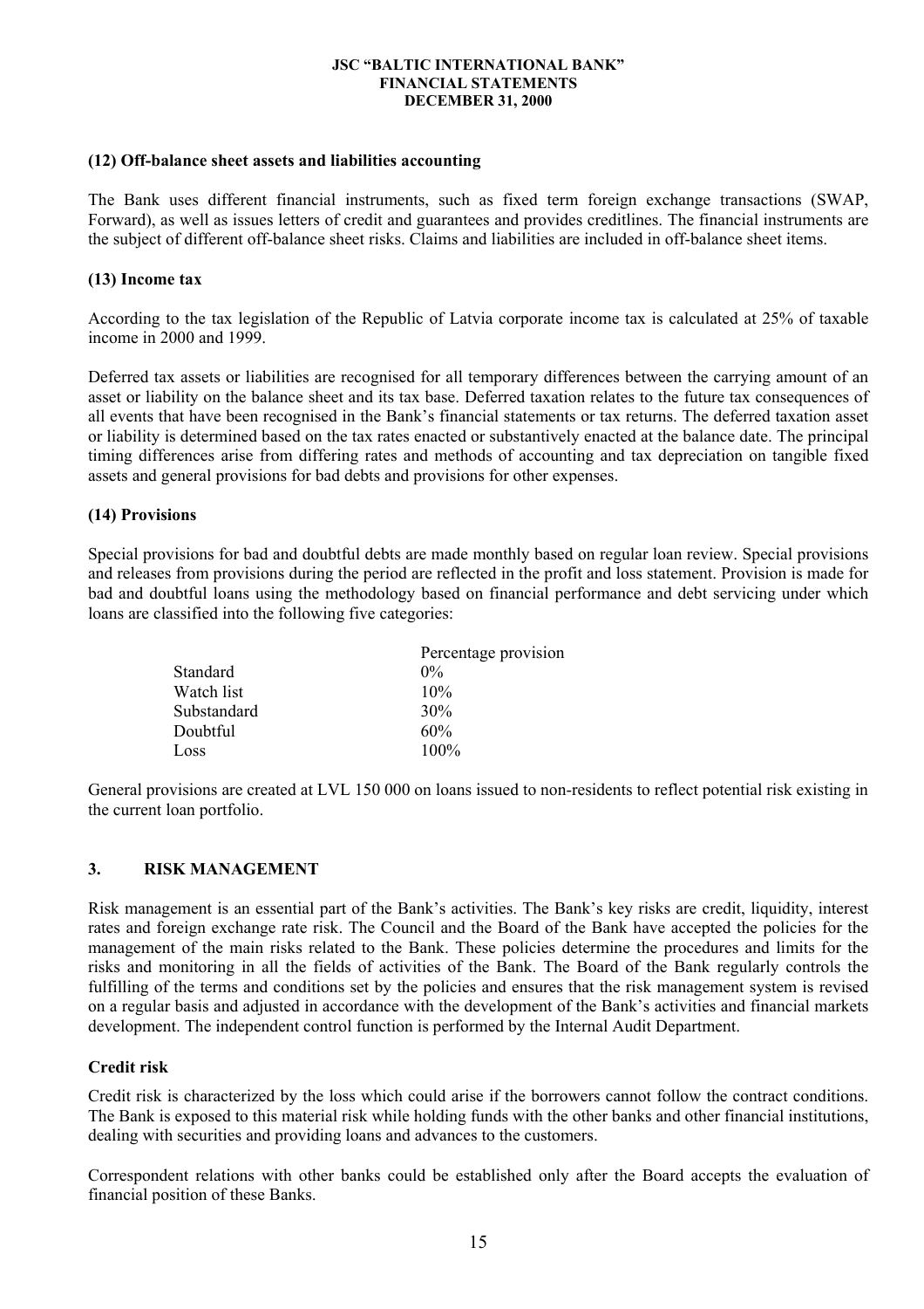#### (12) Off-balance sheet assets and liabilities accounting

The Bank uses different financial instruments, such as fixed term foreign exchange transactions (SWAP, Forward), as well as issues letters of credit and guarantees and provides creditlines. The financial instruments are the subject of different off-balance sheet risks. Claims and liabilities are included in off-balance sheet items.

#### (13) Income tax

According to the tax legislation of the Republic of Latvia corporate income tax is calculated at 25% of taxable income in 2000 and 1999.

Deferred tax assets or liabilities are recognised for all temporary differences between the carrying amount of an asset or liability on the balance sheet and its tax base. Deferred taxation relates to the future tax consequences of all events that have been recognised in the Bank's financial statements or tax returns. The deferred taxation asset or liability is determined based on the tax rates enacted or substantively enacted at the balance date. The principal timing differences arise from differing rates and methods of accounting and tax depreciation on tangible fixed assets and general provisions for bad debts and provisions for other expenses.

#### (14) Provisions

Special provisions for bad and doubtful debts are made monthly based on regular loan review. Special provisions and releases from provisions during the period are reflected in the profit and loss statement. Provision is made for bad and doubtful loans using the methodology based on financial performance and debt servicing under which loans are classified into the following five categories:

| | Percentage provision |
|---|---|
| Standard | 0% |
| Watch list | 10% |
| Substandard | 30% |
| Doubtful | 60% |
| Loss | 100% |

General provisions are created at LVL 150 000 on loans issued to non-residents to reflect potential risk existing in the current loan portfolio.

## 3. RISK MANAGEMENT

Risk management is an essential part of the Bank's activities. The Bank's key risks are credit, liquidity, interest rates and foreign exchange rate risk. The Council and the Board of the Bank have accepted the policies for the management of the main risks related to the Bank. These policies determine the procedures and limits for the risks and monitoring in all the fields of activities of the Bank. The Board of the Bank regularly controls the fulfilling of the terms and conditions set by the policies and ensures that the risk management system is revised on a regular basis and adjusted in accordance with the development of the Bank's activities and financial markets development. The independent control function is performed by the Internal Audit Department.

### Credit risk

Credit risk is characterized by the loss which could arise if the borrowers cannot follow the contract conditions. The Bank is exposed to this material risk while holding funds with the other banks and other financial institutions, dealing with securities and providing loans and advances to the customers.

Correspondent relations with other banks could be established only after the Board accepts the evaluation of financial position of these Banks.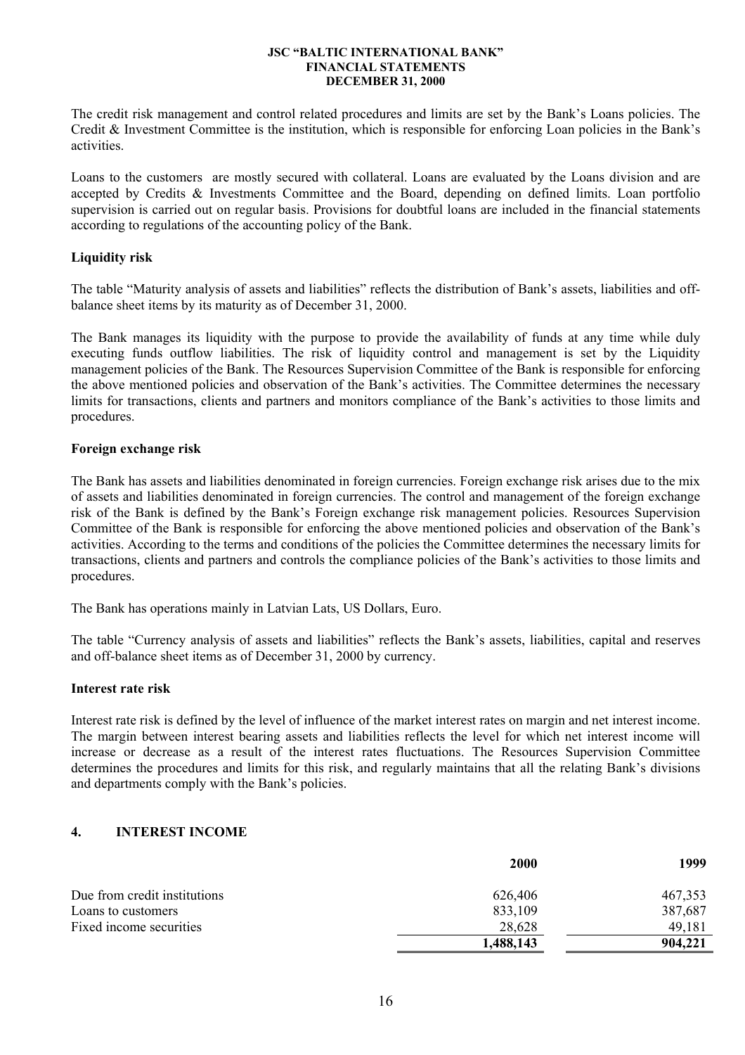The credit risk management and control related procedures and limits are set by the Bank's Loans policies. The Credit & Investment Committee is the institution, which is responsible for enforcing Loan policies in the Bank's activities.

Loans to the customers are mostly secured with collateral. Loans are evaluated by the Loans division and are accepted by Credits & Investments Committee and the Board, depending on defined limits. Loan portfolio supervision is carried out on regular basis. Provisions for doubtful loans are included in the financial statements according to regulations of the accounting policy of the Bank.

**Liquidity risk**

The table "Maturity analysis of assets and liabilities" reflects the distribution of Bank's assets, liabilities and off-balance sheet items by its maturity as of December 31, 2000.

The Bank manages its liquidity with the purpose to provide the availability of funds at any time while duly executing funds outflow liabilities. The risk of liquidity control and management is set by the Liquidity management policies of the Bank. The Resources Supervision Committee of the Bank is responsible for enforcing the above mentioned policies and observation of the Bank's activities. The Committee determines the necessary limits for transactions, clients and partners and monitors compliance of the Bank's activities to those limits and procedures.

**Foreign exchange risk**

The Bank has assets and liabilities denominated in foreign currencies. Foreign exchange risk arises due to the mix of assets and liabilities denominated in foreign currencies. The control and management of the foreign exchange risk of the Bank is defined by the Bank's Foreign exchange risk management policies. Resources Supervision Committee of the Bank is responsible for enforcing the above mentioned policies and observation of the Bank's activities. According to the terms and conditions of the policies the Committee determines the necessary limits for transactions, clients and partners and controls the compliance policies of the Bank's activities to those limits and procedures.

The Bank has operations mainly in Latvian Lats, US Dollars, Euro.

The table "Currency analysis of assets and liabilities" reflects the Bank's assets, liabilities, capital and reserves and off-balance sheet items as of December 31, 2000 by currency.

**Interest rate risk**

Interest rate risk is defined by the level of influence of the market interest rates on margin and net interest income. The margin between interest bearing assets and liabilities reflects the level for which net interest income will increase or decrease as a result of the interest rates fluctuations. The Resources Supervision Committee determines the procedures and limits for this risk, and regularly maintains that all the relating Bank's divisions and departments comply with the Bank's policies.

## 4. INTEREST INCOME

| | 2000 | 1999 |
|---|---|---|
| Due from credit institutions | 626,406 | 467,353 |
| Loans to customers | 833,109 | 387,687 |
| Fixed income securities | 28,628 | 49,181 |
| | **1,488,143** | **904,221** |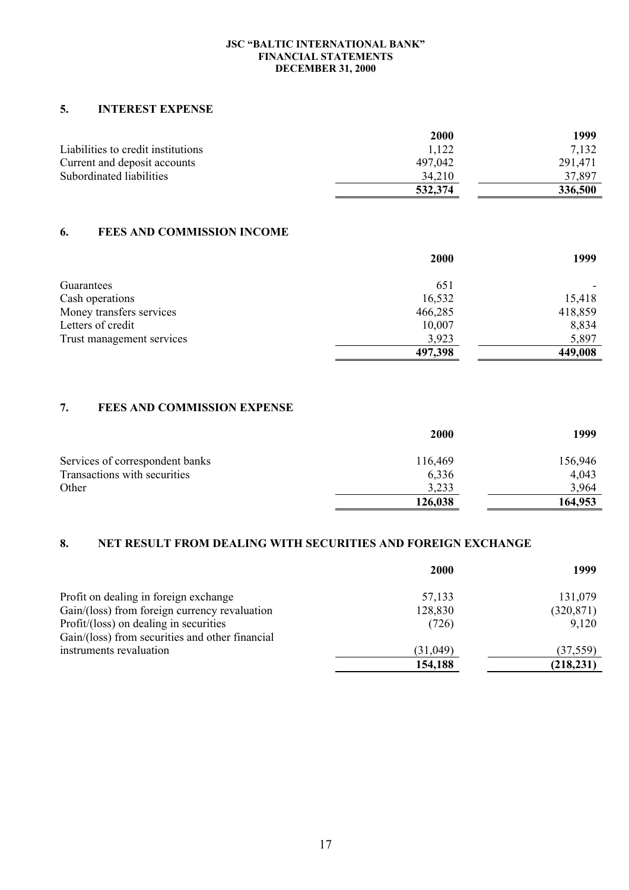## 5. INTEREST EXPENSE

| | 2000 | 1999 |
|---|---|---|
| Liabilities to credit institutions | 1,122 | 7,132 |
| Current and deposit accounts | 497,042 | 291,471 |
| Subordinated liabilities | 34,210 | 37,897 |
| | **532,374** | **336,500** |

## 6. FEES AND COMMISSION INCOME

| | 2000 | 1999 |
|---|---|---|
| Guarantees | 651 | - |
| Cash operations | 16,532 | 15,418 |
| Money transfers services | 466,285 | 418,859 |
| Letters of credit | 10,007 | 8,834 |
| Trust management services | 3,923 | 5,897 |
| | **497,398** | **449,008** |

## 7. FEES AND COMMISSION EXPENSE

| | 2000 | 1999 |
|---|---|---|
| Services of correspondent banks | 116,469 | 156,946 |
| Transactions with securities | 6,336 | 4,043 |
| Other | 3,233 | 3,964 |
| | **126,038** | **164,953** |

## 8. NET RESULT FROM DEALING WITH SECURITIES AND FOREIGN EXCHANGE

| | 2000 | 1999 |
|---|---|---|
| Profit on dealing in foreign exchange | 57,133 | 131,079 |
| Gain/(loss) from foreign currency revaluation | 128,830 | (320,871) |
| Profit/(loss) on dealing in securities | (726) | 9,120 |
| Gain/(loss) from securities and other financial instruments revaluation | (31,049) | (37,559) |
| | **154,188** | **(218,231)** |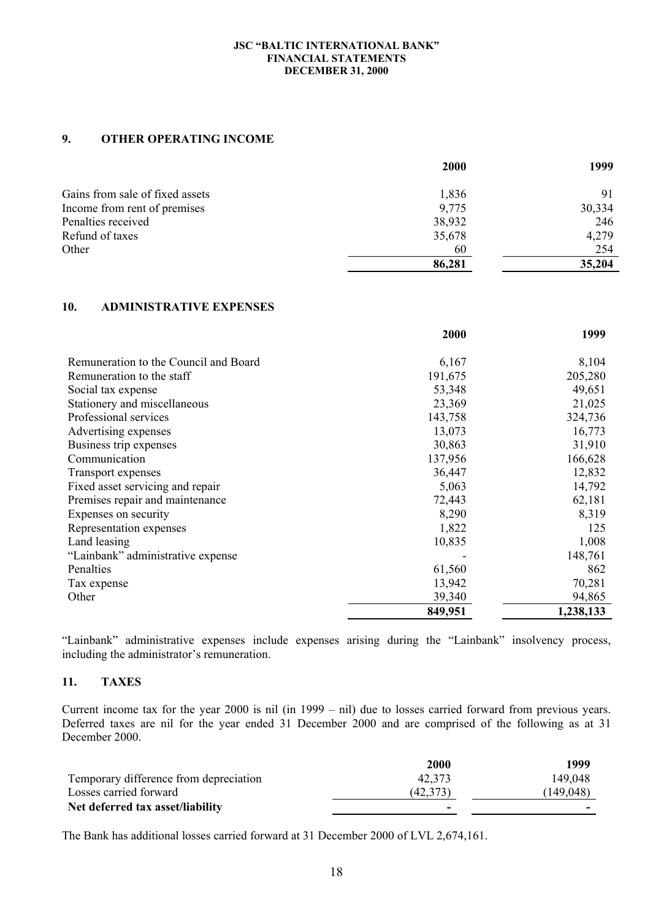## 9. OTHER OPERATING INCOME

| | 2000 | 1999 |
|---|---|---|
| Gains from sale of fixed assets | 1,836 | 91 |
| Income from rent of premises | 9,775 | 30,334 |
| Penalties received | 38,932 | 246 |
| Refund of taxes | 35,678 | 4,279 |
| Other | 60 | 254 |
| | **86,281** | **35,204** |

## 10. ADMINISTRATIVE EXPENSES

| | 2000 | 1999 |
|---|---|---|
| Remuneration to the Council and Board | 6,167 | 8,104 |
| Remuneration to the staff | 191,675 | 205,280 |
| Social tax expense | 53,348 | 49,651 |
| Stationery and miscellaneous | 23,369 | 21,025 |
| Professional services | 143,758 | 324,736 |
| Advertising expenses | 13,073 | 16,773 |
| Business trip expenses | 30,863 | 31,910 |
| Communication | 137,956 | 166,628 |
| Transport expenses | 36,447 | 12,832 |
| Fixed asset servicing and repair | 5,063 | 14,792 |
| Premises repair and maintenance | 72,443 | 62,181 |
| Expenses on security | 8,290 | 8,319 |
| Representation expenses | 1,822 | 125 |
| Land leasing | 10,835 | 1,008 |
| "Lainbank" administrative expense | - | 148,761 |
| Penalties | 61,560 | 862 |
| Tax expense | 13,942 | 70,281 |
| Other | 39,340 | 94,865 |
| | **849,951** | **1,238,133** |

"Lainbank" administrative expenses include expenses arising during the "Lainbank" insolvency process, including the administrator's remuneration.

## 11. TAXES

Current income tax for the year 2000 is nil (in 1999 – nil) due to losses carried forward from previous years. Deferred taxes are nil for the year ended 31 December 2000 and are comprised of the following as at 31 December 2000.

| | 2000 | 1999 |
|---|---|---|
| Temporary difference from depreciation | 42,373 | 149,048 |
| Losses carried forward | (42,373) | (149,048) |
| **Net deferred tax asset/liability** | **-** | **-** |

The Bank has additional losses carried forward at 31 December 2000 of LVL 2,674,161.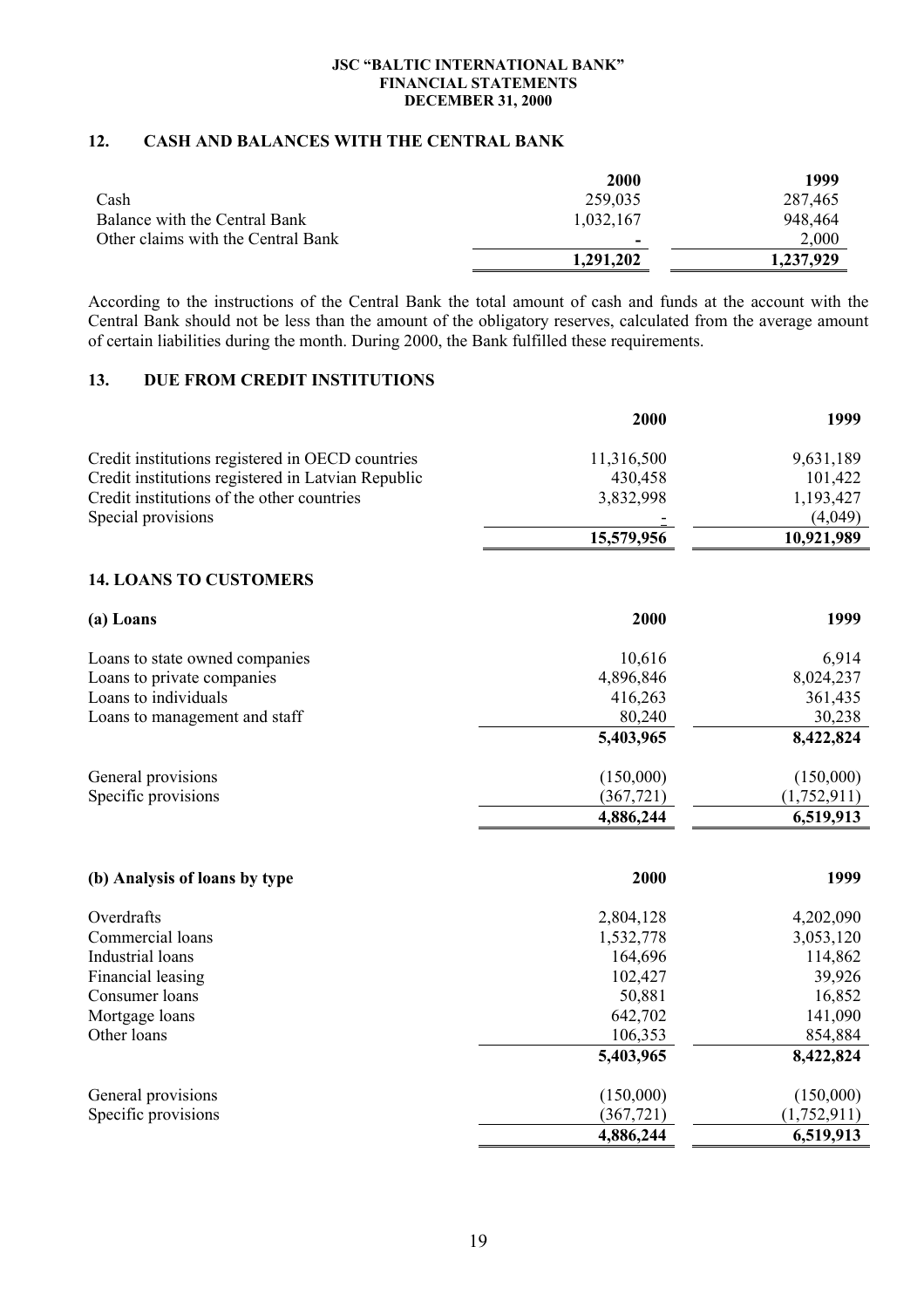## 12. CASH AND BALANCES WITH THE CENTRAL BANK

| | 2000 | 1999 |
|---|---|---|
| Cash | 259,035 | 287,465 |
| Balance with the Central Bank | 1,032,167 | 948,464 |
| Other claims with the Central Bank | - | 2,000 |
| | **1,291,202** | **1,237,929** |

According to the instructions of the Central Bank the total amount of cash and funds at the account with the Central Bank should not be less than the amount of the obligatory reserves, calculated from the average amount of certain liabilities during the month. During 2000, the Bank fulfilled these requirements.

## 13. DUE FROM CREDIT INSTITUTIONS

| | 2000 | 1999 |
|---|---|---|
| Credit institutions registered in OECD countries | 11,316,500 | 9,631,189 |
| Credit institutions registered in Latvian Republic | 430,458 | 101,422 |
| Credit institutions of the other countries | 3,832,998 | 1,193,427 |
| Special provisions | - | (4,049) |
| | **15,579,956** | **10,921,989** |

## 14. LOANS TO CUSTOMERS

| **(a) Loans** | **2000** | **1999** |
|---|---|---|
| Loans to state owned companies | 10,616 | 6,914 |
| Loans to private companies | 4,896,846 | 8,024,237 |
| Loans to individuals | 416,263 | 361,435 |
| Loans to management and staff | 80,240 | 30,238 |
| | **5,403,965** | **8,422,824** |
| General provisions | (150,000) | (150,000) |
| Specific provisions | (367,721) | (1,752,911) |
| | **4,886,244** | **6,519,913** |

| **(b) Analysis of loans by type** | **2000** | **1999** |
|---|---|---|
| Overdrafts | 2,804,128 | 4,202,090 |
| Commercial loans | 1,532,778 | 3,053,120 |
| Industrial loans | 164,696 | 114,862 |
| Financial leasing | 102,427 | 39,926 |
| Consumer loans | 50,881 | 16,852 |
| Mortgage loans | 642,702 | 141,090 |
| Other loans | 106,353 | 854,884 |
| | **5,403,965** | **8,422,824** |
| General provisions | (150,000) | (150,000) |
| Specific provisions | (367,721) | (1,752,911) |
| | **4,886,244** | **6,519,913** |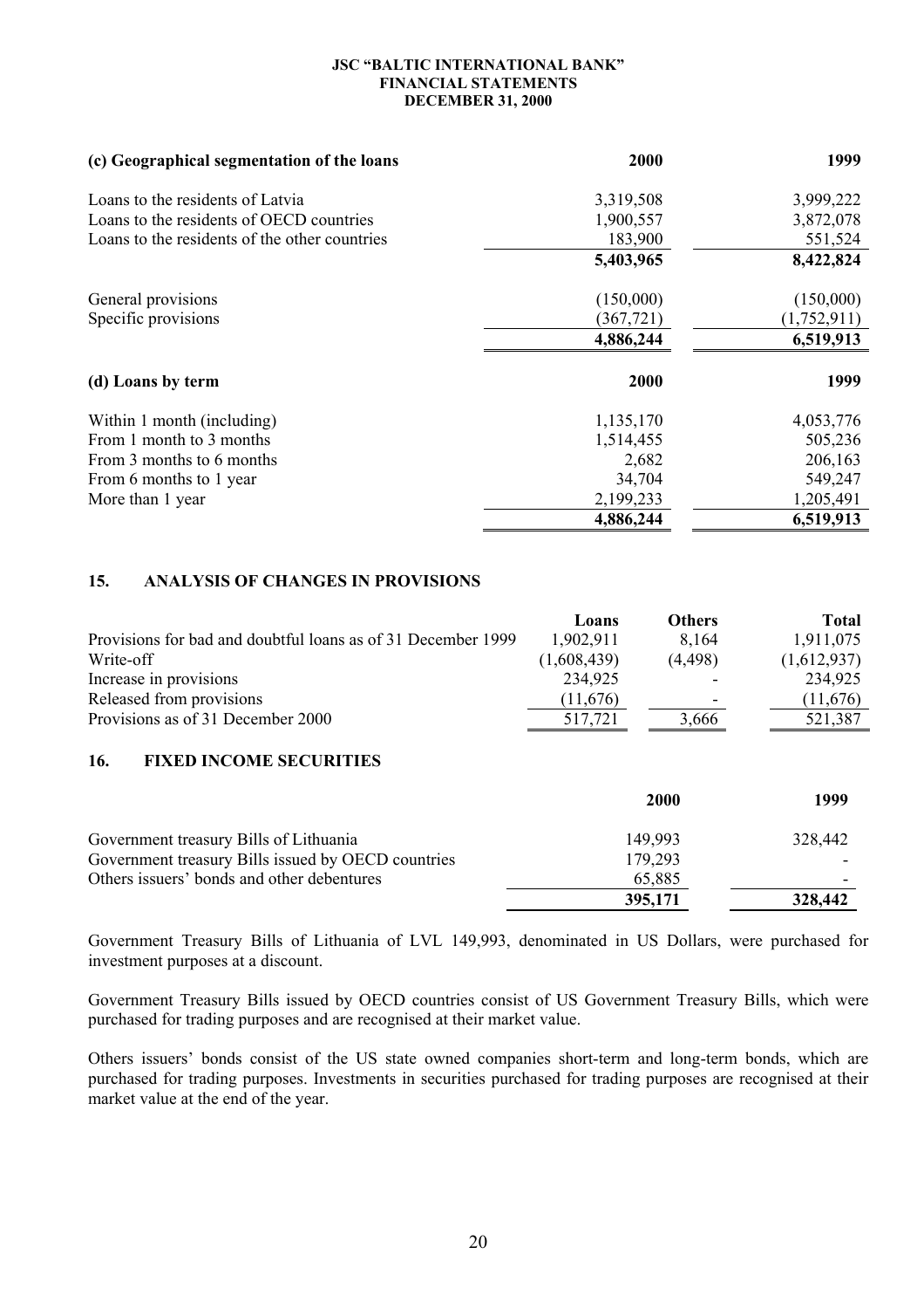| (c) Geographical segmentation of the loans | 2000 | 1999 |
|---|---|---|
| Loans to the residents of Latvia | 3,319,508 | 3,999,222 |
| Loans to the residents of OECD countries | 1,900,557 | 3,872,078 |
| Loans to the residents of the other countries | 183,900 | 551,524 |
| | **5,403,965** | **8,422,824** |
| General provisions | (150,000) | (150,000) |
| Specific provisions | (367,721) | (1,752,911) |
| | **4,886,244** | **6,519,913** |

| (d) Loans by term | 2000 | 1999 |
|---|---|---|
| Within 1 month (including) | 1,135,170 | 4,053,776 |
| From 1 month to 3 months | 1,514,455 | 505,236 |
| From 3 months to 6 months | 2,682 | 206,163 |
| From 6 months to 1 year | 34,704 | 549,247 |
| More than 1 year | 2,199,233 | 1,205,491 |
| | **4,886,244** | **6,519,913** |

## 15. ANALYSIS OF CHANGES IN PROVISIONS

| | Loans | Others | Total |
|---|---|---|---|
| Provisions for bad and doubtful loans as of 31 December 1999 | 1,902,911 | 8,164 | 1,911,075 |
| Write-off | (1,608,439) | (4,498) | (1,612,937) |
| Increase in provisions | 234,925 | - | 234,925 |
| Released from provisions | (11,676) | - | (11,676) |
| Provisions as of 31 December 2000 | 517,721 | 3,666 | 521,387 |

## 16. FIXED INCOME SECURITIES

| | 2000 | 1999 |
|---|---|---|
| Government treasury Bills of Lithuania | 149,993 | 328,442 |
| Government treasury Bills issued by OECD countries | 179,293 | - |
| Others issuers' bonds and other debentures | 65,885 | - |
| | **395,171** | **328,442** |

Government Treasury Bills of Lithuania of LVL 149,993, denominated in US Dollars, were purchased for investment purposes at a discount.

Government Treasury Bills issued by OECD countries consist of US Government Treasury Bills, which were purchased for trading purposes and are recognised at their market value.

Others issuers' bonds consist of the US state owned companies short-term and long-term bonds, which are purchased for trading purposes. Investments in securities purchased for trading purposes are recognised at their market value at the end of the year.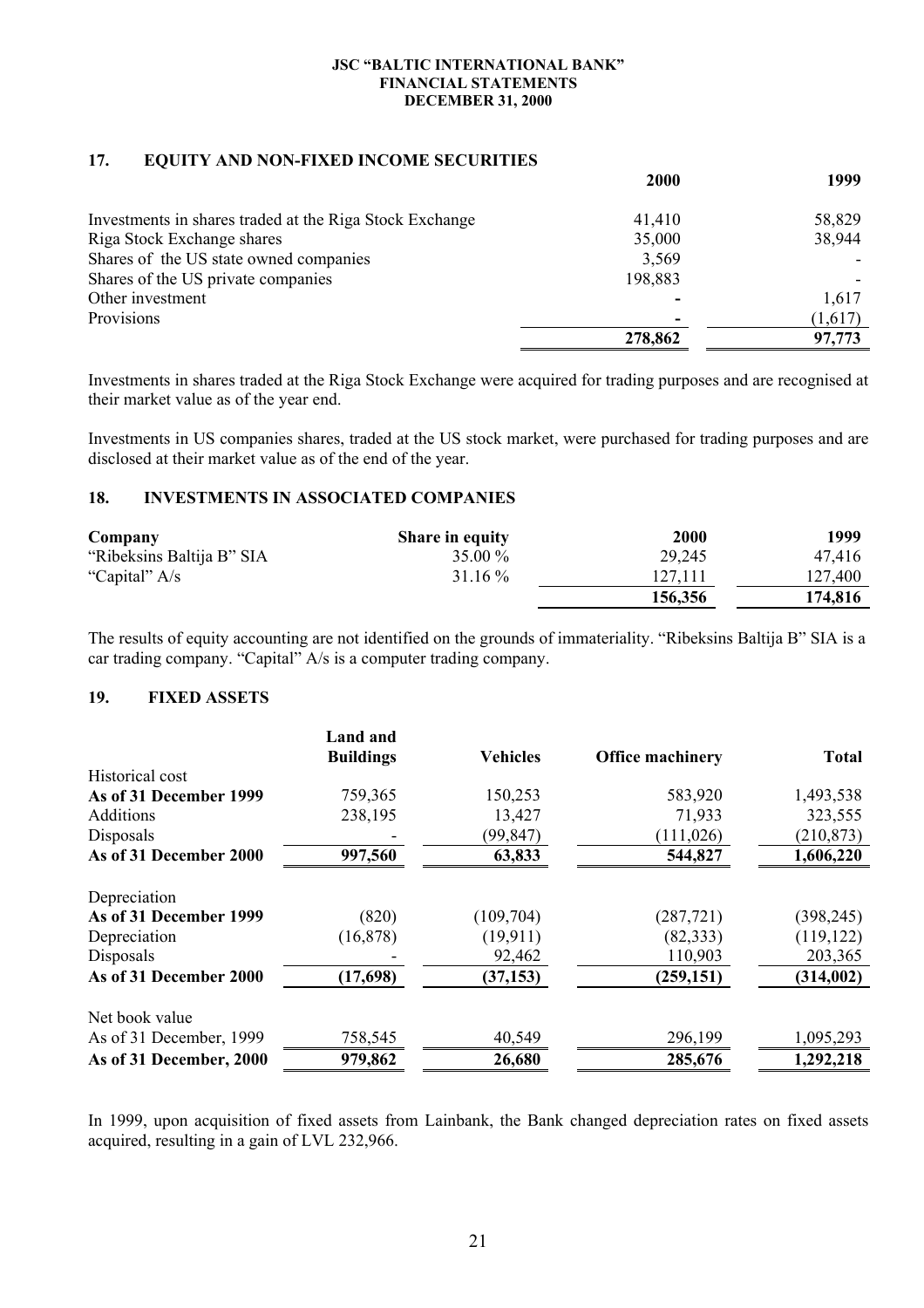## 17. EQUITY AND NON-FIXED INCOME SECURITIES

| | 2000 | 1999 |
|---|---|---|
| Investments in shares traded at the Riga Stock Exchange | 41,410 | 58,829 |
| Riga Stock Exchange shares | 35,000 | 38,944 |
| Shares of the US state owned companies | 3,569 | - |
| Shares of the US private companies | 198,883 | - |
| Other investment | - | 1,617 |
| Provisions | - | (1,617) |
| | **278,862** | **97,773** |

Investments in shares traded at the Riga Stock Exchange were acquired for trading purposes and are recognised at their market value as of the year end.

Investments in US companies shares, traded at the US stock market, were purchased for trading purposes and are disclosed at their market value as of the end of the year.

## 18. INVESTMENTS IN ASSOCIATED COMPANIES

| **Company** | **Share in equity** | **2000** | **1999** |
|---|---|---|---|
| "Ribeksins Baltija B" SIA | 35.00 % | 29,245 | 47,416 |
| "Capital" A/s | 31.16 % | 127,111 | 127,400 |
| | | **156,356** | **174,816** |

The results of equity accounting are not identified on the grounds of immateriality. "Ribeksins Baltija B" SIA is a car trading company. "Capital" A/s is a computer trading company.

## 19. FIXED ASSETS

| | **Land and Buildings** | **Vehicles** | **Office machinery** | **Total** |
|---|---|---|---|---|
| Historical cost | | | | |
| **As of 31 December 1999** | 759,365 | 150,253 | 583,920 | 1,493,538 |
| Additions | 238,195 | 13,427 | 71,933 | 323,555 |
| Disposals | - | (99,847) | (111,026) | (210,873) |
| **As of 31 December 2000** | **997,560** | **63,833** | **544,827** | **1,606,220** |
| Depreciation | | | | |
| **As of 31 December 1999** | (820) | (109,704) | (287,721) | (398,245) |
| Depreciation | (16,878) | (19,911) | (82,333) | (119,122) |
| Disposals | - | 92,462 | 110,903 | 203,365 |
| **As of 31 December 2000** | **(17,698)** | **(37,153)** | **(259,151)** | **(314,002)** |
| Net book value | | | | |
| As of 31 December, 1999 | 758,545 | 40,549 | 296,199 | 1,095,293 |
| **As of 31 December, 2000** | **979,862** | **26,680** | **285,676** | **1,292,218** |

In 1999, upon acquisition of fixed assets from Lainbank, the Bank changed depreciation rates on fixed assets acquired, resulting in a gain of LVL 232,966.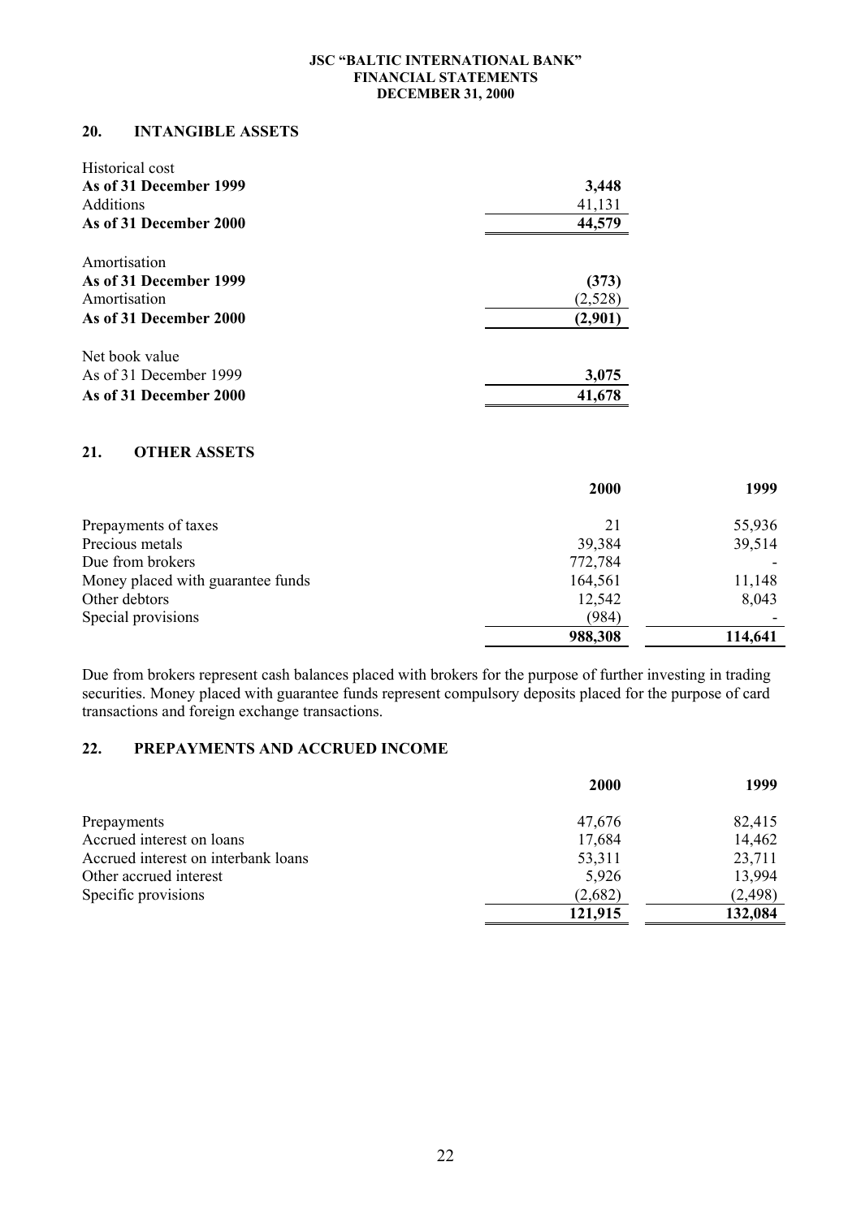## 20. INTANGIBLE ASSETS

| | |
|---|---|
| Historical cost | |
| **As of 31 December 1999** | **3,448** |
| Additions | 41,131 |
| **As of 31 December 2000** | **44,579** |
| Amortisation | |
| **As of 31 December 1999** | **(373)** |
| Amortisation | (2,528) |
| **As of 31 December 2000** | **(2,901)** |
| Net book value | |
| As of 31 December 1999 | **3,075** |
| **As of 31 December 2000** | **41,678** |

## 21. OTHER ASSETS

| | **2000** | **1999** |
|---|---|---|
| Prepayments of taxes | 21 | 55,936 |
| Precious metals | 39,384 | 39,514 |
| Due from brokers | 772,784 | - |
| Money placed with guarantee funds | 164,561 | 11,148 |
| Other debtors | 12,542 | 8,043 |
| Special provisions | (984) | - |
| | **988,308** | **114,641** |

Due from brokers represent cash balances placed with brokers for the purpose of further investing in trading securities. Money placed with guarantee funds represent compulsory deposits placed for the purpose of card transactions and foreign exchange transactions.

## 22. PREPAYMENTS AND ACCRUED INCOME

| | **2000** | **1999** |
|---|---|---|
| Prepayments | 47,676 | 82,415 |
| Accrued interest on loans | 17,684 | 14,462 |
| Accrued interest on interbank loans | 53,311 | 23,711 |
| Other accrued interest | 5,926 | 13,994 |
| Specific provisions | (2,682) | (2,498) |
| | **121,915** | **132,084** |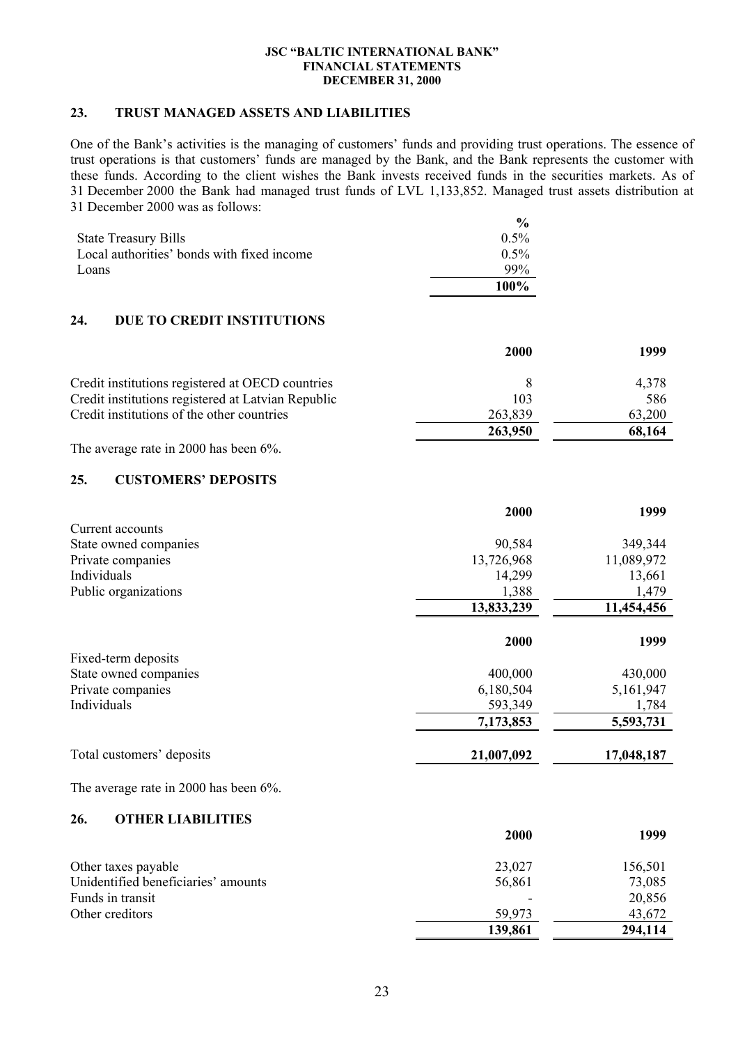## 23. TRUST MANAGED ASSETS AND LIABILITIES

One of the Bank's activities is the managing of customers' funds and providing trust operations. The essence of trust operations is that customers' funds are managed by the Bank, and the Bank represents the customer with these funds. According to the client wishes the Bank invests received funds in the securities markets. As of 31 December 2000 the Bank had managed trust funds of LVL 1,133,852. Managed trust assets distribution at 31 December 2000 was as follows:

| | % |
|---|---|
| State Treasury Bills | 0.5% |
| Local authorities' bonds with fixed income | 0.5% |
| Loans | 99% |
| | **100%** |

## 24. DUE TO CREDIT INSTITUTIONS

| | 2000 | 1999 |
|---|---|---|
| Credit institutions registered at OECD countries | 8 | 4,378 |
| Credit institutions registered at Latvian Republic | 103 | 586 |
| Credit institutions of the other countries | 263,839 | 63,200 |
| | **263,950** | **68,164** |

The average rate in 2000 has been 6%.

## 25. CUSTOMERS' DEPOSITS

| | 2000 | 1999 |
|---|---|---|
| Current accounts | | |
| State owned companies | 90,584 | 349,344 |
| Private companies | 13,726,968 | 11,089,972 |
| Individuals | 14,299 | 13,661 |
| Public organizations | 1,388 | 1,479 |
| | **13,833,239** | **11,454,456** |
| | **2000** | **1999** |
| Fixed-term deposits | | |
| State owned companies | 400,000 | 430,000 |
| Private companies | 6,180,504 | 5,161,947 |
| Individuals | 593,349 | 1,784 |
| | **7,173,853** | **5,593,731** |
| Total customers' deposits | **21,007,092** | **17,048,187** |

The average rate in 2000 has been 6%.

## 26. OTHER LIABILITIES

| | 2000 | 1999 |
|---|---|---|
| Other taxes payable | 23,027 | 156,501 |
| Unidentified beneficiaries' amounts | 56,861 | 73,085 |
| Funds in transit | - | 20,856 |
| Other creditors | 59,973 | 43,672 |
| | **139,861** | **294,114** |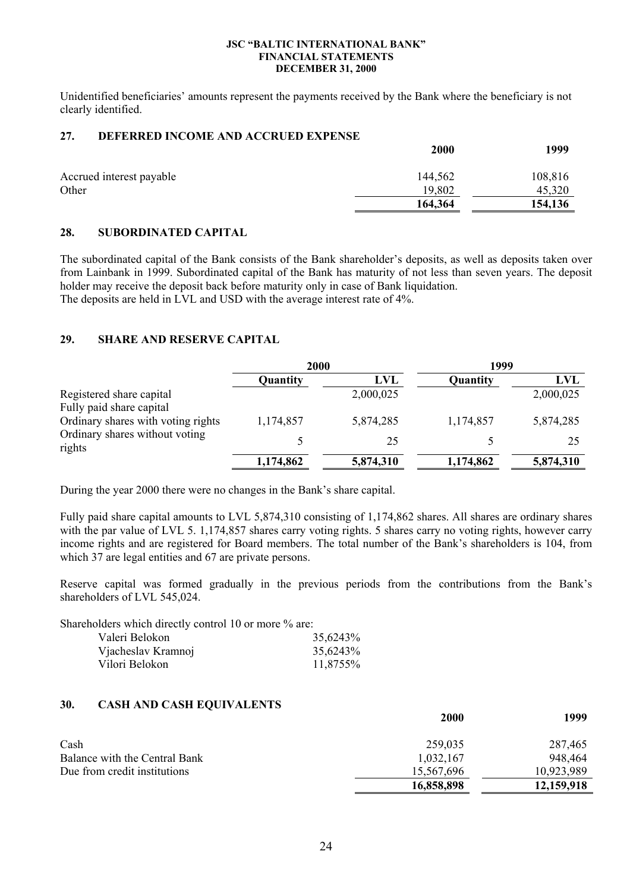Unidentified beneficiaries' amounts represent the payments received by the Bank where the beneficiary is not clearly identified.

## 27. DEFERRED INCOME AND ACCRUED EXPENSE

| | 2000 | 1999 |
|---|---|---|
| Accrued interest payable | 144,562 | 108,816 |
| Other | 19,802 | 45,320 |
| | **164,364** | **154,136** |

## 28. SUBORDINATED CAPITAL

The subordinated capital of the Bank consists of the Bank shareholder's deposits, as well as deposits taken over from Lainbank in 1999. Subordinated capital of the Bank has maturity of not less than seven years. The deposit holder may receive the deposit back before maturity only in case of Bank liquidation.
The deposits are held in LVL and USD with the average interest rate of 4%.

## 29. SHARE AND RESERVE CAPITAL

| | 2000 | | 1999 | |
|---|---|---|---|---|
| | **Quantity** | **LVL** | **Quantity** | **LVL** |
| Registered share capital | | 2,000,025 | | 2,000,025 |
| Fully paid share capital | | | | |
| Ordinary shares with voting rights | 1,174,857 | 5,874,285 | 1,174,857 | 5,874,285 |
| Ordinary shares without voting rights | 5 | 25 | 5 | 25 |
| | **1,174,862** | **5,874,310** | **1,174,862** | **5,874,310** |

During the year 2000 there were no changes in the Bank's share capital.

Fully paid share capital amounts to LVL 5,874,310 consisting of 1,174,862 shares. All shares are ordinary shares with the par value of LVL 5. 1,174,857 shares carry voting rights. 5 shares carry no voting rights, however carry income rights and are registered for Board members. The total number of the Bank's shareholders is 104, from which 37 are legal entities and 67 are private persons.

Reserve capital was formed gradually in the previous periods from the contributions from the Bank's shareholders of LVL 545,024.

Shareholders which directly control 10 or more % are:

| | |
|---|---|
| Valeri Belokon | 35,6243% |
| Vjacheslav Kramnoj | 35,6243% |
| Vilori Belokon | 11,8755% |

## 30. CASH AND CASH EQUIVALENTS

| | 2000 | 1999 |
|---|---|---|
| Cash | 259,035 | 287,465 |
| Balance with the Central Bank | 1,032,167 | 948,464 |
| Due from credit institutions | 15,567,696 | 10,923,989 |
| | **16,858,898** | **12,159,918** |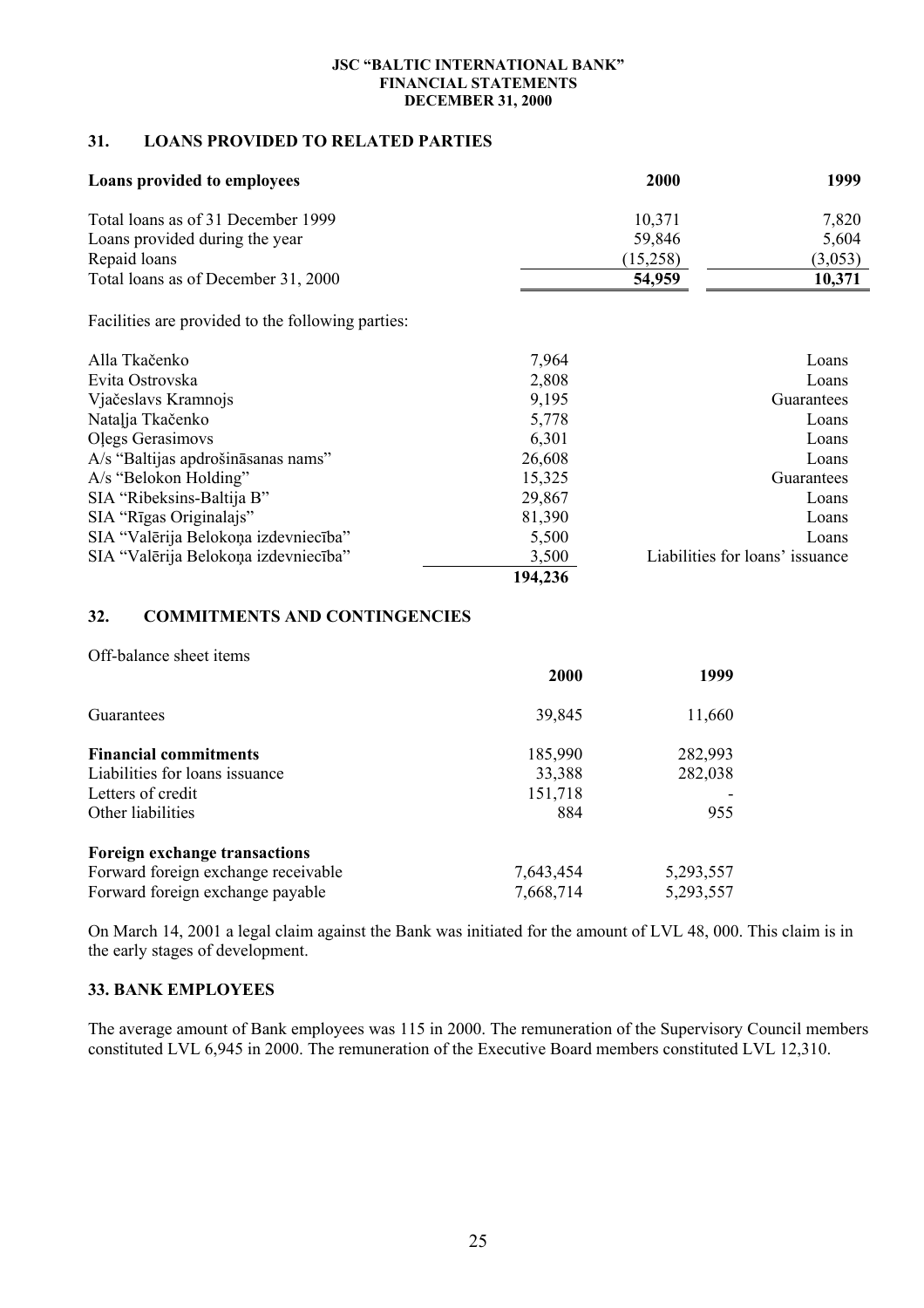## 31. LOANS PROVIDED TO RELATED PARTIES

| Loans provided to employees | 2000 | 1999 |
|---|---|---|
| Total loans as of 31 December 1999 | 10,371 | 7,820 |
| Loans provided during the year | 59,846 | 5,604 |
| Repaid loans | (15,258) | (3,053) |
| Total loans as of December 31, 2000 | **54,959** | **10,371** |

Facilities are provided to the following parties:

| | | |
|---|---|---|
| Alla Tkačenko | 7,964 | Loans |
| Evita Ostrovska | 2,808 | Loans |
| Vjačeslavs Kramnojs | 9,195 | Guarantees |
| Nataļja Tkačenko | 5,778 | Loans |
| Oļegs Gerasimovs | 6,301 | Loans |
| A/s "Baltijas apdrošināsanas nams" | 26,608 | Loans |
| A/s "Belokon Holding" | 15,325 | Guarantees |
| SIA "Ribeksins-Baltija B" | 29,867 | Loans |
| SIA "Rīgas Originalajs" | 81,390 | Loans |
| SIA "Valērija Belokoņa izdevniecība" | 5,500 | Loans |
| SIA "Valērija Belokoņa izdevniecība" | 3,500 | Liabilities for loans' issuance |
| | **194,236** | |

## 32. COMMITMENTS AND CONTINGENCIES

Off-balance sheet items

| | 2000 | 1999 |
|---|---|---|
| Guarantees | 39,845 | 11,660 |
| **Financial commitments** | 185,990 | 282,993 |
| Liabilities for loans issuance | 33,388 | 282,038 |
| Letters of credit | 151,718 | - |
| Other liabilities | 884 | 955 |
| **Foreign exchange transactions** | | |
| Forward foreign exchange receivable | 7,643,454 | 5,293,557 |
| Forward foreign exchange payable | 7,668,714 | 5,293,557 |

On March 14, 2001 a legal claim against the Bank was initiated for the amount of LVL 48, 000. This claim is in the early stages of development.

## 33. BANK EMPLOYEES

The average amount of Bank employees was 115 in 2000. The remuneration of the Supervisory Council members constituted LVL 6,945 in 2000. The remuneration of the Executive Board members constituted LVL 12,310.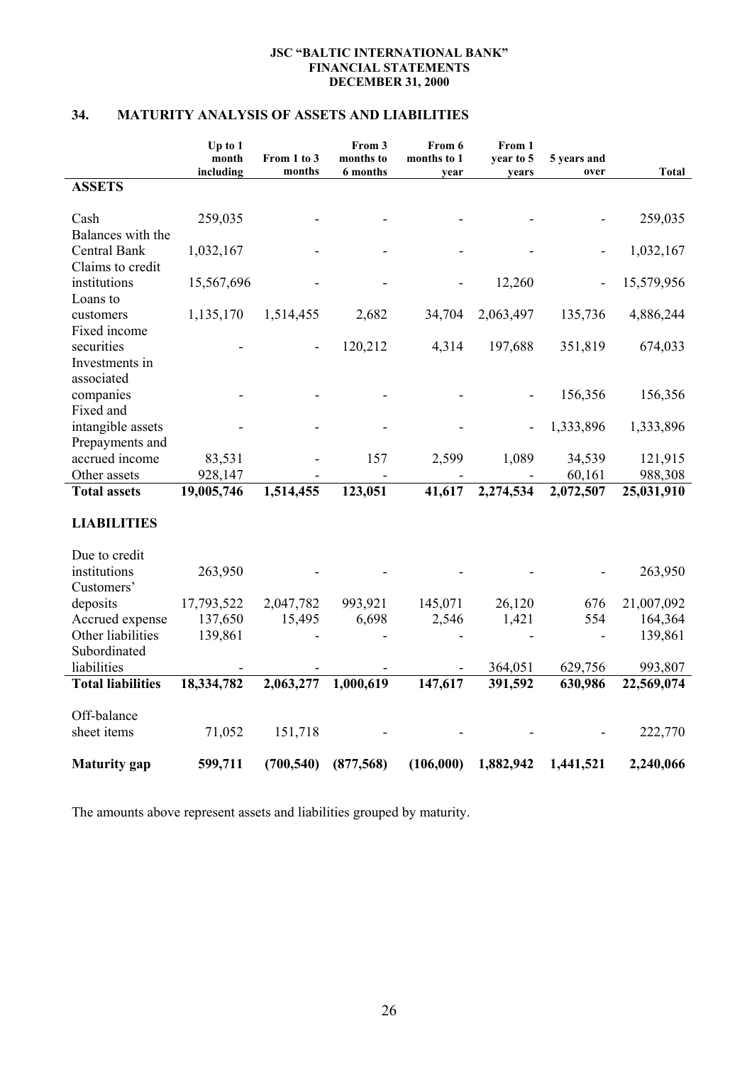## 34. MATURITY ANALYSIS OF ASSETS AND LIABILITIES

| | Up to 1 month including | From 1 to 3 months | From 3 months to 6 months | From 6 months to 1 year | From 1 year to 5 years | 5 years and over | Total |
|---|---|---|---|---|---|---|---|
| **ASSETS** | | | | | | | |
| Cash | 259,035 | - | - | - | - | - | 259,035 |
| Balances with the Central Bank | 1,032,167 | - | - | - | - | - | 1,032,167 |
| Claims to credit institutions | 15,567,696 | - | - | - | 12,260 | - | 15,579,956 |
| Loans to customers | 1,135,170 | 1,514,455 | 2,682 | 34,704 | 2,063,497 | 135,736 | 4,886,244 |
| Fixed income securities | - | - | 120,212 | 4,314 | 197,688 | 351,819 | 674,033 |
| Investments in associated companies | - | - | - | - | - | 156,356 | 156,356 |
| Fixed and intangible assets | - | - | - | - | - | 1,333,896 | 1,333,896 |
| Prepayments and accrued income | 83,531 | - | 157 | 2,599 | 1,089 | 34,539 | 121,915 |
| Other assets | 928,147 | - | - | - | - | 60,161 | 988,308 |
| **Total assets** | **19,005,746** | **1,514,455** | **123,051** | **41,617** | **2,274,534** | **2,072,507** | **25,031,910** |
| **LIABILITIES** | | | | | | | |
| Due to credit institutions | 263,950 | - | - | - | - | - | 263,950 |
| Customers' deposits | 17,793,522 | 2,047,782 | 993,921 | 145,071 | 26,120 | 676 | 21,007,092 |
| Accrued expense | 137,650 | 15,495 | 6,698 | 2,546 | 1,421 | 554 | 164,364 |
| Other liabilities | 139,861 | - | - | - | - | - | 139,861 |
| Subordinated liabilities | - | - | - | - | 364,051 | 629,756 | 993,807 |
| **Total liabilities** | **18,334,782** | **2,063,277** | **1,000,619** | **147,617** | **391,592** | **630,986** | **22,569,074** |
| Off-balance sheet items | 71,052 | 151,718 | - | - | - | - | 222,770 |
| **Maturity gap** | **599,711** | **(700,540)** | **(877,568)** | **(106,000)** | **1,882,942** | **1,441,521** | **2,240,066** |

The amounts above represent assets and liabilities grouped by maturity.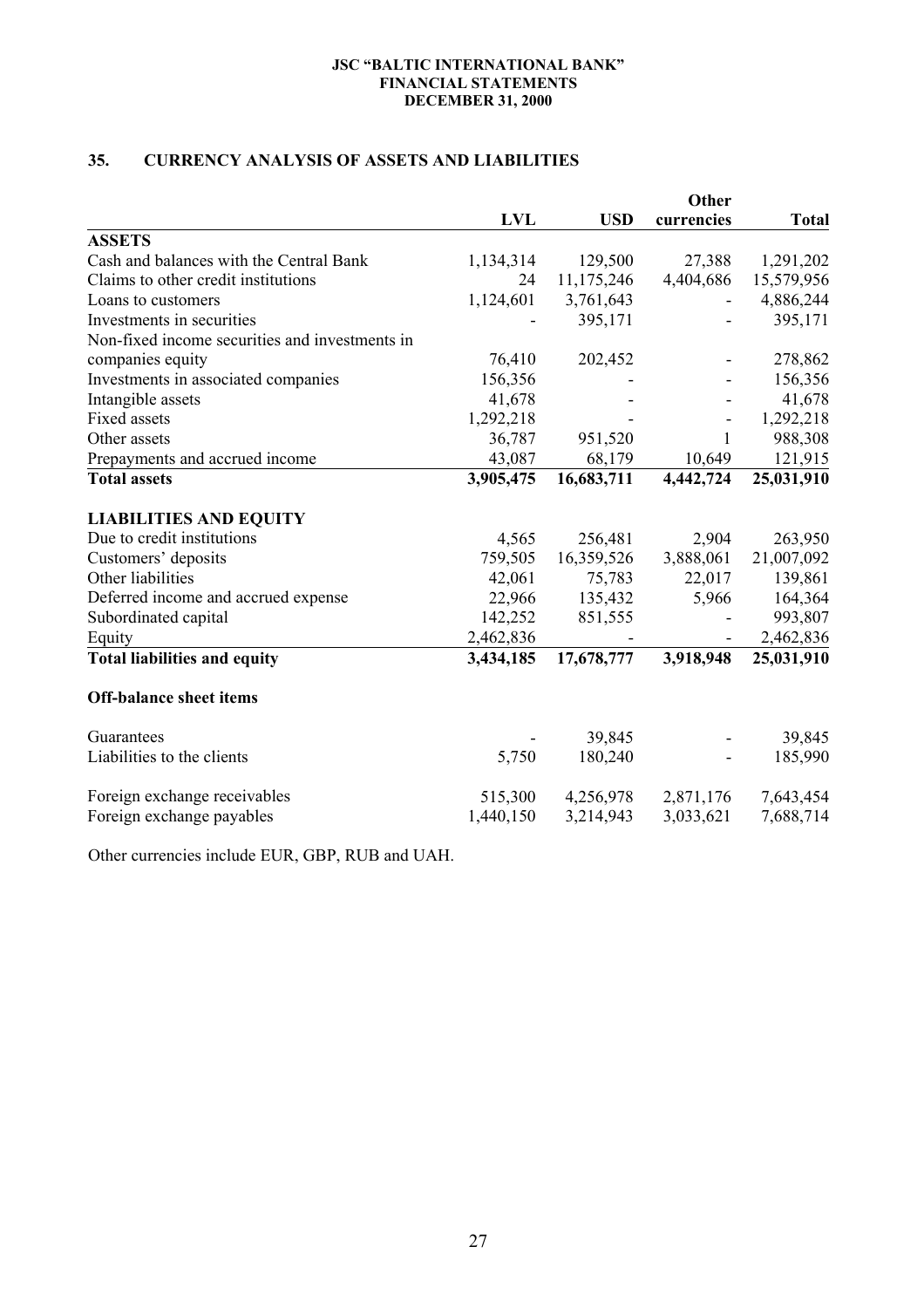## 35. CURRENCY ANALYSIS OF ASSETS AND LIABILITIES

| | LVL | USD | Other currencies | Total |
|---|---|---|---|---|
| **ASSETS** | | | | |
| Cash and balances with the Central Bank | 1,134,314 | 129,500 | 27,388 | 1,291,202 |
| Claims to other credit institutions | 24 | 11,175,246 | 4,404,686 | 15,579,956 |
| Loans to customers | 1,124,601 | 3,761,643 | - | 4,886,244 |
| Investments in securities | - | 395,171 | - | 395,171 |
| Non-fixed income securities and investments in companies equity | 76,410 | 202,452 | - | 278,862 |
| Investments in associated companies | 156,356 | - | - | 156,356 |
| Intangible assets | 41,678 | - | - | 41,678 |
| Fixed assets | 1,292,218 | - | - | 1,292,218 |
| Other assets | 36,787 | 951,520 | 1 | 988,308 |
| Prepayments and accrued income | 43,087 | 68,179 | 10,649 | 121,915 |
| **Total assets** | **3,905,475** | **16,683,711** | **4,442,724** | **25,031,910** |
| | | | | |
| **LIABILITIES AND EQUITY** | | | | |
| Due to credit institutions | 4,565 | 256,481 | 2,904 | 263,950 |
| Customers' deposits | 759,505 | 16,359,526 | 3,888,061 | 21,007,092 |
| Other liabilities | 42,061 | 75,783 | 22,017 | 139,861 |
| Deferred income and accrued expense | 22,966 | 135,432 | 5,966 | 164,364 |
| Subordinated capital | 142,252 | 851,555 | - | 993,807 |
| Equity | 2,462,836 | - | - | 2,462,836 |
| **Total liabilities and equity** | **3,434,185** | **17,678,777** | **3,918,948** | **25,031,910** |
| | | | | |
| **Off-balance sheet items** | | | | |
| Guarantees | - | 39,845 | - | 39,845 |
| Liabilities to the clients | 5,750 | 180,240 | - | 185,990 |
| | | | | |
| Foreign exchange receivables | 515,300 | 4,256,978 | 2,871,176 | 7,643,454 |
| Foreign exchange payables | 1,440,150 | 3,214,943 | 3,033,621 | 7,688,714 |

Other currencies include EUR, GBP, RUB and UAH.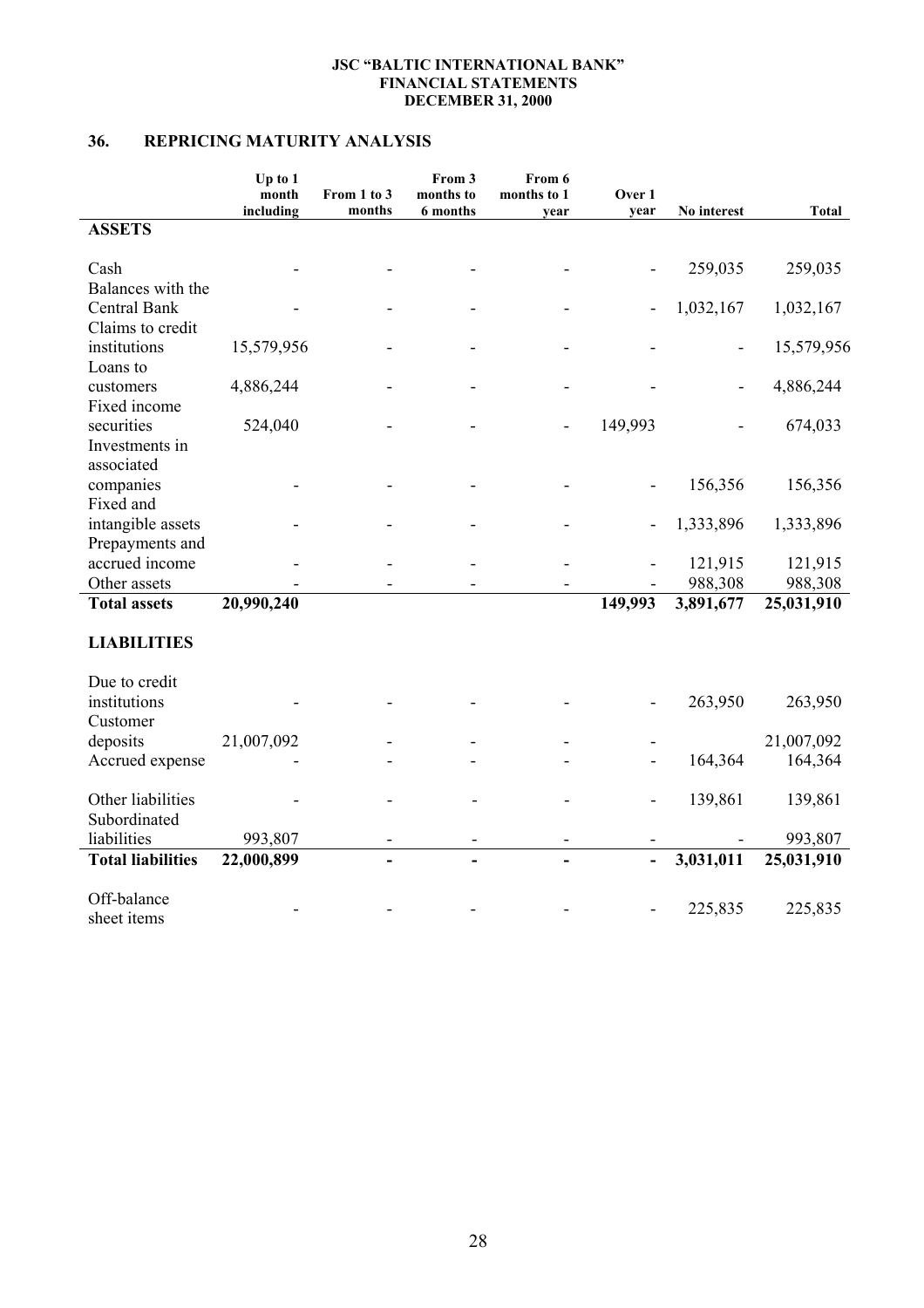## 36. REPRICING MATURITY ANALYSIS

| | Up to 1 month including | From 1 to 3 months | From 3 months to 6 months | From 6 months to 1 year | Over 1 year | No interest | Total |
|---|---|---|---|---|---|---|---|
| **ASSETS** | | | | | | | |
| Cash | - | - | - | - | - | 259,035 | 259,035 |
| Balances with the Central Bank | - | - | - | - | - | 1,032,167 | 1,032,167 |
| Claims to credit institutions | 15,579,956 | - | - | - | - | - | 15,579,956 |
| Loans to customers | 4,886,244 | - | - | - | - | - | 4,886,244 |
| Fixed income securities | 524,040 | - | - | - | 149,993 | - | 674,033 |
| Investments in associated companies | - | - | - | - | - | 156,356 | 156,356 |
| Fixed and intangible assets | - | - | - | - | - | 1,333,896 | 1,333,896 |
| Prepayments and accrued income | - | - | - | - | - | 121,915 | 121,915 |
| Other assets | - | - | - | - | - | 988,308 | 988,308 |
| **Total assets** | **20,990,240** | | | | **149,993** | **3,891,677** | **25,031,910** |
| **LIABILITIES** | | | | | | | |
| Due to credit institutions | - | - | - | - | - | 263,950 | 263,950 |
| Customer deposits | 21,007,092 | - | - | - | - | | 21,007,092 |
| Accrued expense | - | - | - | - | - | 164,364 | 164,364 |
| Other liabilities | - | - | - | - | - | 139,861 | 139,861 |
| Subordinated liabilities | 993,807 | - | - | - | - | - | 993,807 |
| **Total liabilities** | **22,000,899** | **-** | **-** | **-** | **-** | **3,031,011** | **25,031,910** |
| Off-balance sheet items | - | - | - | - | - | 225,835 | 225,835 |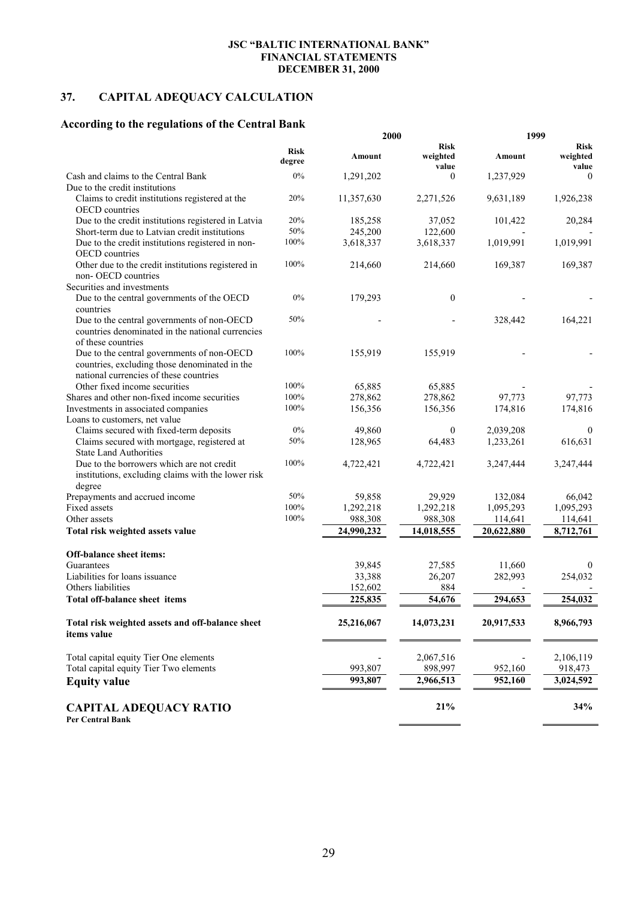JSC "BALTIC INTERNATIONAL BANK"
FINANCIAL STATEMENTS
DECEMBER 31, 2000

## 37. CAPITAL ADEQUACY CALCULATION

### According to the regulations of the Central Bank

| | Risk degree | 2000 Amount | 2000 Risk weighted value | 1999 Amount | 1999 Risk weighted value |
|---|---|---|---|---|---|
| Cash and claims to the Central Bank | 0% | 1,291,202 | 0 | 1,237,929 | 0 |
| Due to the credit institutions | | | | | |
| Claims to credit institutions registered at the OECD countries | 20% | 11,357,630 | 2,271,526 | 9,631,189 | 1,926,238 |
| Due to the credit institutions registered in Latvia | 20% | 185,258 | 37,052 | 101,422 | 20,284 |
| Short-term due to Latvian credit institutions | 50% | 245,200 | 122,600 | - | - |
| Due to the credit institutions registered in non-OECD countries | 100% | 3,618,337 | 3,618,337 | 1,019,991 | 1,019,991 |
| Other due to the credit institutions registered in non- OECD countries | 100% | 214,660 | 214,660 | 169,387 | 169,387 |
| Securities and investments | | | | | |
| Due to the central governments of the OECD countries | 0% | 179,293 | 0 | - | - |
| Due to the central governments of non-OECD countries denominated in the national currencies of these countries | 50% | - | - | 328,442 | 164,221 |
| Due to the central governments of non-OECD countries, excluding those denominated in the national currencies of these countries | 100% | 155,919 | 155,919 | - | - |
| Other fixed income securities | 100% | 65,885 | 65,885 | - | - |
| Shares and other non-fixed income securities | 100% | 278,862 | 278,862 | 97,773 | 97,773 |
| Investments in associated companies | 100% | 156,356 | 156,356 | 174,816 | 174,816 |
| Loans to customers, net value | | | | | |
| Claims secured with fixed-term deposits | 0% | 49,860 | 0 | 2,039,208 | 0 |
| Claims secured with mortgage, registered at State Land Authorities | 50% | 128,965 | 64,483 | 1,233,261 | 616,631 |
| Due to the borrowers which are not credit institutions, excluding claims with the lower risk degree | 100% | 4,722,421 | 4,722,421 | 3,247,444 | 3,247,444 |
| Prepayments and accrued income | 50% | 59,858 | 29,929 | 132,084 | 66,042 |
| Fixed assets | 100% | 1,292,218 | 1,292,218 | 1,095,293 | 1,095,293 |
| Other assets | 100% | 988,308 | 988,308 | 114,641 | 114,641 |
| **Total risk weighted assets value** | | **24,990,232** | **14,018,555** | **20,622,880** | **8,712,761** |
| **Off-balance sheet items:** | | | | | |
| Guarantees | | 39,845 | 27,585 | 11,660 | 0 |
| Liabilities for loans issuance | | 33,388 | 26,207 | 282,993 | 254,032 |
| Others liabilities | | 152,602 | 884 | - | - |
| **Total off-balance sheet items** | | **225,835** | **54,676** | **294,653** | **254,032** |
| **Total risk weighted assets and off-balance sheet items value** | | **25,216,067** | **14,073,231** | **20,917,533** | **8,966,793** |
| Total capital equity Tier One elements | | - | 2,067,516 | - | 2,106,119 |
| Total capital equity Tier Two elements | | 993,807 | 898,997 | 952,160 | 918,473 |
| **Equity value** | | **993,807** | **2,966,513** | **952,160** | **3,024,592** |
| **CAPITAL ADEQUACY RATIO Per Central Bank** | | | **21%** | | **34%** |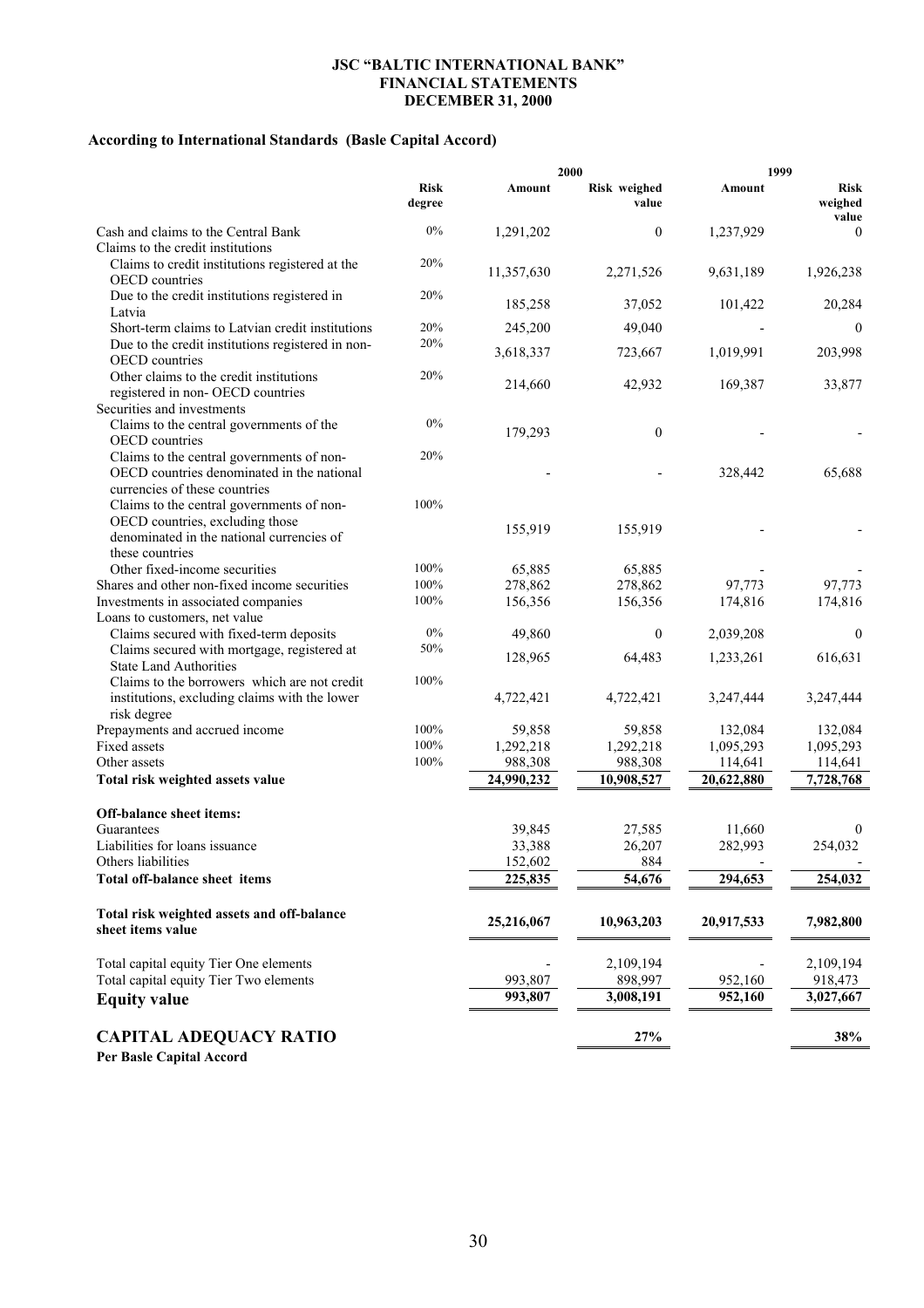**JSC "BALTIC INTERNATIONAL BANK"**
**FINANCIAL STATEMENTS**
**DECEMBER 31, 2000**

### According to International Standards (Basle Capital Accord)

| | Risk degree | 2000 Amount | 2000 Risk weighed value | 1999 Amount | 1999 Risk weighed value |
|---|---|---|---|---|---|
| Cash and claims to the Central Bank | 0% | 1,291,202 | 0 | 1,237,929 | 0 |
| Claims to the credit institutions | | | | | |
| Claims to credit institutions registered at the OECD countries | 20% | 11,357,630 | 2,271,526 | 9,631,189 | 1,926,238 |
| Due to the credit institutions registered in Latvia | 20% | 185,258 | 37,052 | 101,422 | 20,284 |
| Short-term claims to Latvian credit institutions | 20% | 245,200 | 49,040 | - | 0 |
| Due to the credit institutions registered in non-OECD countries | 20% | 3,618,337 | 723,667 | 1,019,991 | 203,998 |
| Other claims to the credit institutions registered in non- OECD countries | 20% | 214,660 | 42,932 | 169,387 | 33,877 |
| Securities and investments | | | | | |
| Claims to the central governments of the OECD countries | 0% | 179,293 | 0 | - | - |
| Claims to the central governments of non-OECD countries denominated in the national currencies of these countries | 20% | - | - | 328,442 | 65,688 |
| Claims to the central governments of non-OECD countries, excluding those denominated in the national currencies of these countries | 100% | 155,919 | 155,919 | - | - |
| Other fixed-income securities | 100% | 65,885 | 65,885 | - | - |
| Shares and other non-fixed income securities | 100% | 278,862 | 278,862 | 97,773 | 97,773 |
| Investments in associated companies | 100% | 156,356 | 156,356 | 174,816 | 174,816 |
| Loans to customers, net value | | | | | |
| Claims secured with fixed-term deposits | 0% | 49,860 | 0 | 2,039,208 | 0 |
| Claims secured with mortgage, registered at State Land Authorities | 50% | 128,965 | 64,483 | 1,233,261 | 616,631 |
| Claims to the borrowers which are not credit institutions, excluding claims with the lower risk degree | 100% | 4,722,421 | 4,722,421 | 3,247,444 | 3,247,444 |
| Prepayments and accrued income | 100% | 59,858 | 59,858 | 132,084 | 132,084 |
| Fixed assets | 100% | 1,292,218 | 1,292,218 | 1,095,293 | 1,095,293 |
| Other assets | 100% | 988,308 | 988,308 | 114,641 | 114,641 |
| **Total risk weighted assets value** | | **24,990,232** | **10,908,527** | **20,622,880** | **7,728,768** |
| **Off-balance sheet items:** | | | | | |
| Guarantees | | 39,845 | 27,585 | 11,660 | 0 |
| Liabilities for loans issuance | | 33,388 | 26,207 | 282,993 | 254,032 |
| Others liabilities | | 152,602 | 884 | - | - |
| **Total off-balance sheet items** | | **225,835** | **54,676** | **294,653** | **254,032** |
| **Total risk weighted assets and off-balance sheet items value** | | **25,216,067** | **10,963,203** | **20,917,533** | **7,982,800** |
| Total capital equity Tier One elements | | - | 2,109,194 | - | 2,109,194 |
| Total capital equity Tier Two elements | | 993,807 | 898,997 | 952,160 | 918,473 |
| **Equity value** | | **993,807** | **3,008,191** | **952,160** | **3,027,667** |
| **CAPITAL ADEQUACY RATIO** | | | **27%** | | **38%** |

**Per Basle Capital Accord**